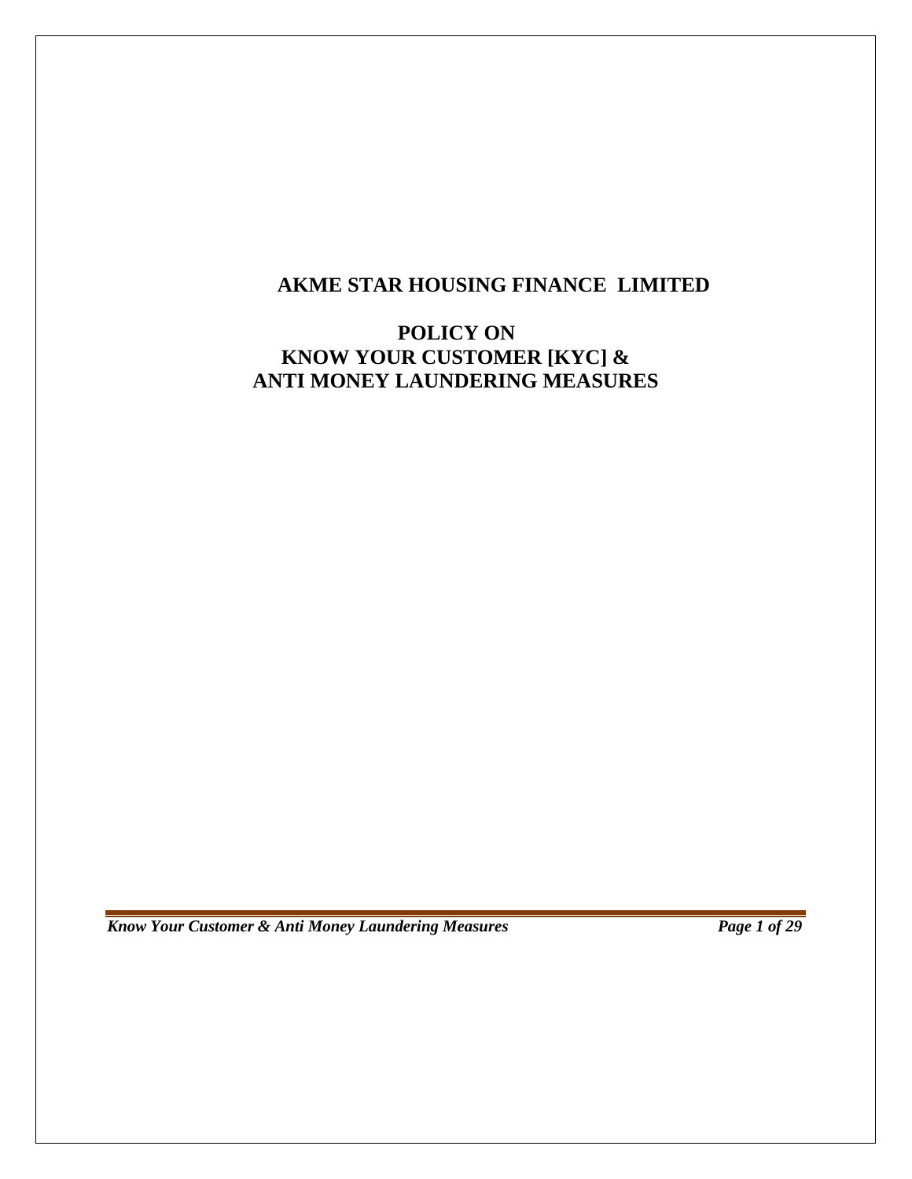# AKME STAR HOUSING FINANCE LIMITED

## POLICY ON
## KNOW YOUR CUSTOMER [KYC] &
## ANTI MONEY LAUNDERING MEASURES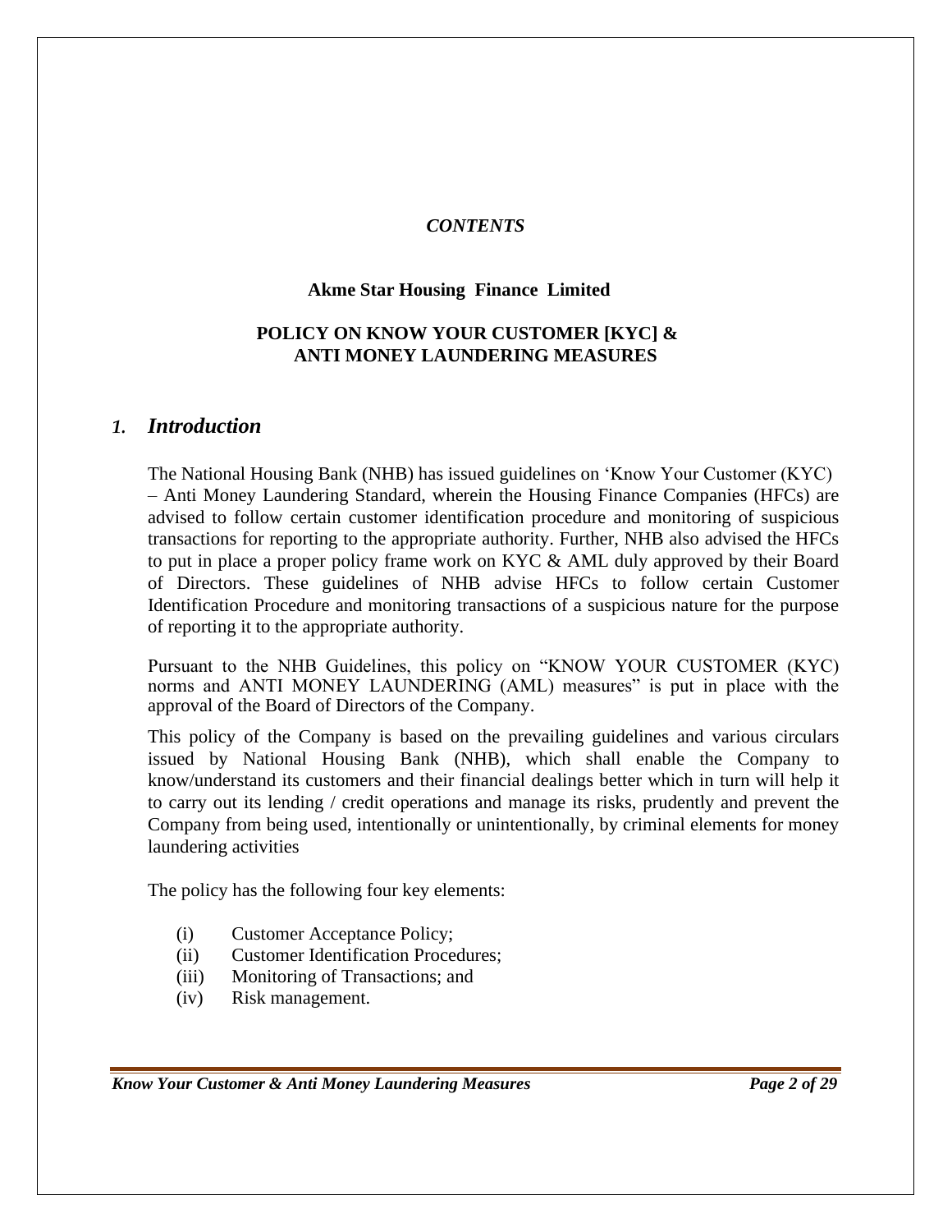*CONTENTS*

**Akme Star Housing Finance Limited**

**POLICY ON KNOW YOUR CUSTOMER [KYC] & ANTI MONEY LAUNDERING MEASURES**

## *1. Introduction*

The National Housing Bank (NHB) has issued guidelines on 'Know Your Customer (KYC) – Anti Money Laundering Standard, wherein the Housing Finance Companies (HFCs) are advised to follow certain customer identification procedure and monitoring of suspicious transactions for reporting to the appropriate authority. Further, NHB also advised the HFCs to put in place a proper policy frame work on KYC & AML duly approved by their Board of Directors. These guidelines of NHB advise HFCs to follow certain Customer Identification Procedure and monitoring transactions of a suspicious nature for the purpose of reporting it to the appropriate authority.

Pursuant to the NHB Guidelines, this policy on "KNOW YOUR CUSTOMER (KYC) norms and ANTI MONEY LAUNDERING (AML) measures" is put in place with the approval of the Board of Directors of the Company.

This policy of the Company is based on the prevailing guidelines and various circulars issued by National Housing Bank (NHB), which shall enable the Company to know/understand its customers and their financial dealings better which in turn will help it to carry out its lending / credit operations and manage its risks, prudently and prevent the Company from being used, intentionally or unintentionally, by criminal elements for money laundering activities

The policy has the following four key elements:

(i) Customer Acceptance Policy;
(ii) Customer Identification Procedures;
(iii) Monitoring of Transactions; and
(iv) Risk management.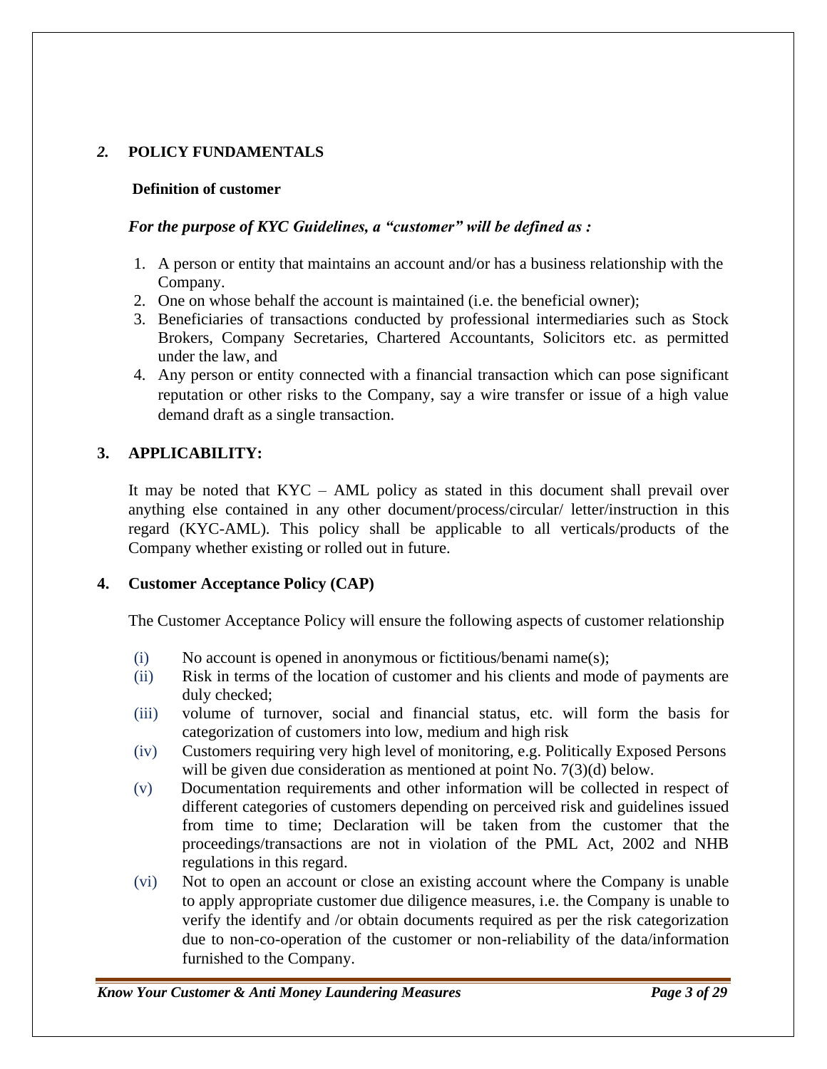## *2.* POLICY FUNDAMENTALS

**Definition of customer**

***For the purpose of KYC Guidelines, a "customer" will be defined as :***

1. A person or entity that maintains an account and/or has a business relationship with the Company.
2. One on whose behalf the account is maintained (i.e. the beneficial owner);
3. Beneficiaries of transactions conducted by professional intermediaries such as Stock Brokers, Company Secretaries, Chartered Accountants, Solicitors etc. as permitted under the law, and
4. Any person or entity connected with a financial transaction which can pose significant reputation or other risks to the Company, say a wire transfer or issue of a high value demand draft as a single transaction.

## 3. APPLICABILITY:

It may be noted that KYC – AML policy as stated in this document shall prevail over anything else contained in any other document/process/circular/ letter/instruction in this regard (KYC-AML). This policy shall be applicable to all verticals/products of the Company whether existing or rolled out in future.

## 4. Customer Acceptance Policy (CAP)

The Customer Acceptance Policy will ensure the following aspects of customer relationship

(i) No account is opened in anonymous or fictitious/benami name(s);

(ii) Risk in terms of the location of customer and his clients and mode of payments are duly checked;

(iii) volume of turnover, social and financial status, etc. will form the basis for categorization of customers into low, medium and high risk

(iv) Customers requiring very high level of monitoring, e.g. Politically Exposed Persons will be given due consideration as mentioned at point No. 7(3)(d) below.

(v) Documentation requirements and other information will be collected in respect of different categories of customers depending on perceived risk and guidelines issued from time to time; Declaration will be taken from the customer that the proceedings/transactions are not in violation of the PML Act, 2002 and NHB regulations in this regard.

(vi) Not to open an account or close an existing account where the Company is unable to apply appropriate customer due diligence measures, i.e. the Company is unable to verify the identify and /or obtain documents required as per the risk categorization due to non-co-operation of the customer or non-reliability of the data/information furnished to the Company.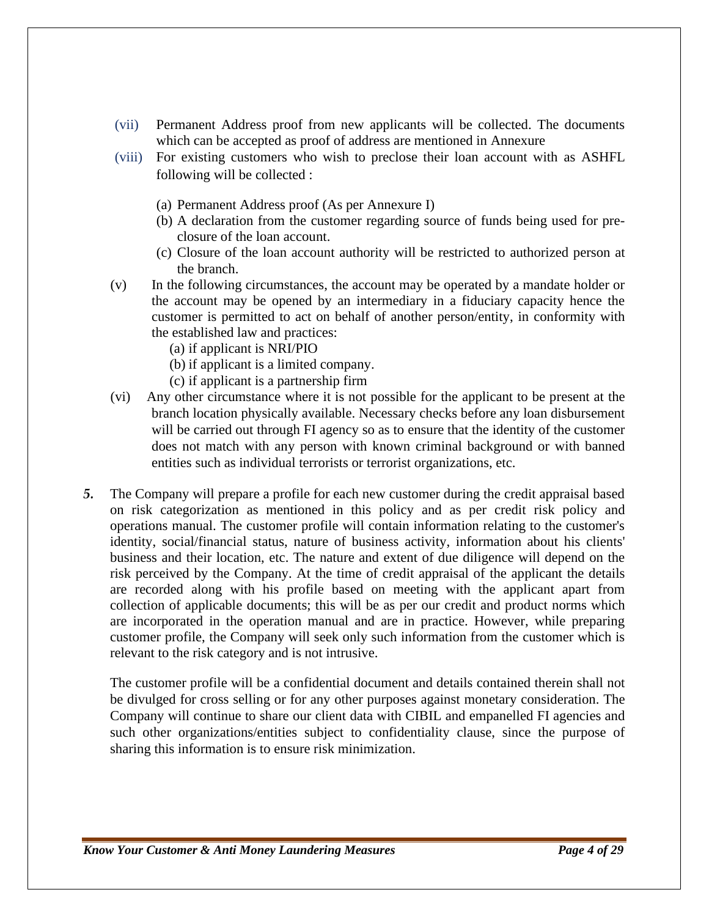(vii) Permanent Address proof from new applicants will be collected. The documents which can be accepted as proof of address are mentioned in Annexure

(viii) For existing customers who wish to preclose their loan account with as ASHFL following will be collected :

   (a) Permanent Address proof (As per Annexure I)
   (b) A declaration from the customer regarding source of funds being used for pre-closure of the loan account.
   (c) Closure of the loan account authority will be restricted to authorized person at the branch.

(v) In the following circumstances, the account may be operated by a mandate holder or the account may be opened by an intermediary in a fiduciary capacity hence the customer is permitted to act on behalf of another person/entity, in conformity with the established law and practices:

   (a) if applicant is NRI/PIO
   (b) if applicant is a limited company.
   (c) if applicant is a partnership firm

(vi) Any other circumstance where it is not possible for the applicant to be present at the branch location physically available. Necessary checks before any loan disbursement will be carried out through FI agency so as to ensure that the identity of the customer does not match with any person with known criminal background or with banned entities such as individual terrorists or terrorist organizations, etc.

***5.*** The Company will prepare a profile for each new customer during the credit appraisal based on risk categorization as mentioned in this policy and as per credit risk policy and operations manual. The customer profile will contain information relating to the customer's identity, social/financial status, nature of business activity, information about his clients' business and their location, etc. The nature and extent of due diligence will depend on the risk perceived by the Company. At the time of credit appraisal of the applicant the details are recorded along with his profile based on meeting with the applicant apart from collection of applicable documents; this will be as per our credit and product norms which are incorporated in the operation manual and are in practice. However, while preparing customer profile, the Company will seek only such information from the customer which is relevant to the risk category and is not intrusive.

The customer profile will be a confidential document and details contained therein shall not be divulged for cross selling or for any other purposes against monetary consideration. The Company will continue to share our client data with CIBIL and empanelled FI agencies and such other organizations/entities subject to confidentiality clause, since the purpose of sharing this information is to ensure risk minimization.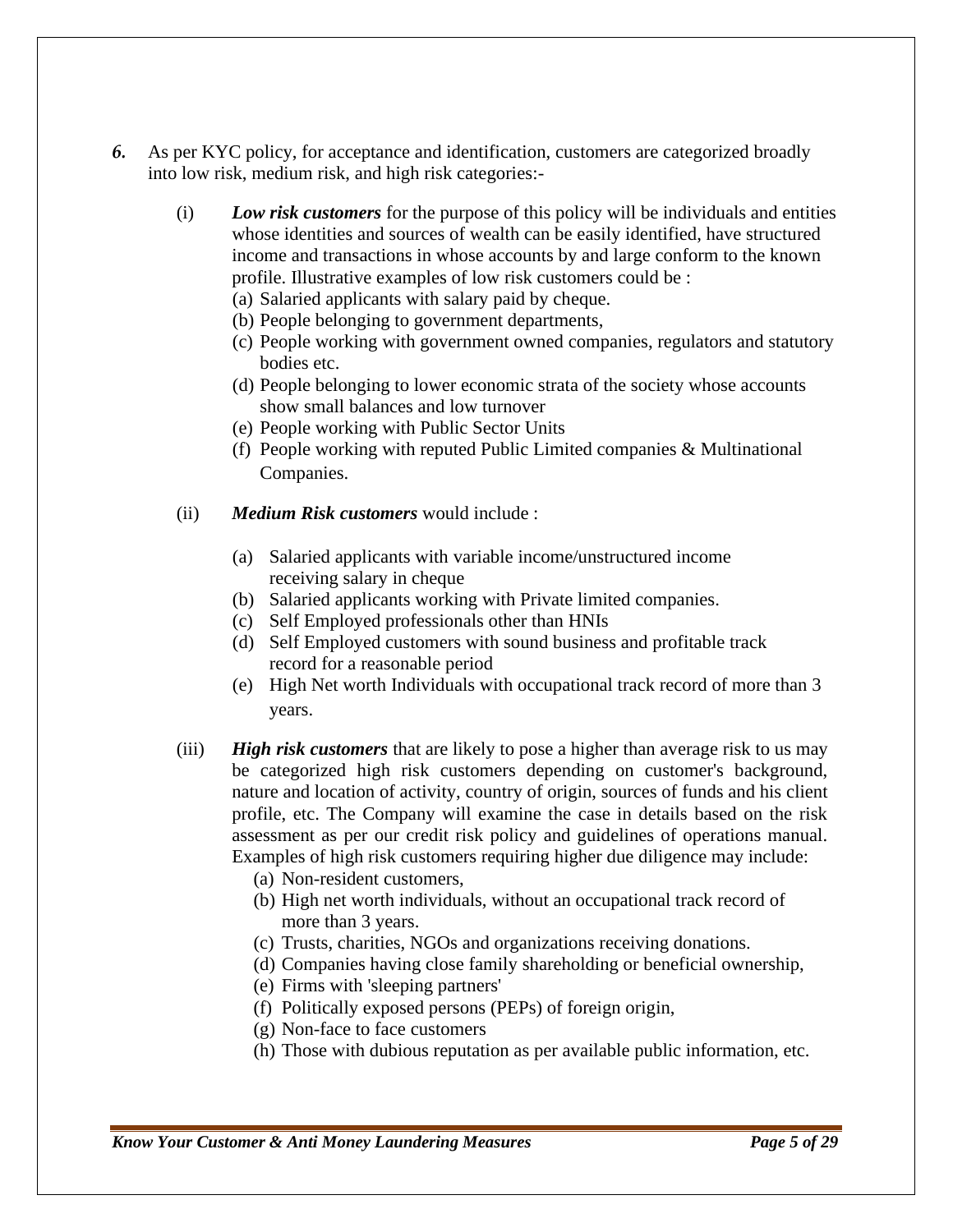***6.*** As per KYC policy, for acceptance and identification, customers are categorized broadly into low risk, medium risk, and high risk categories:-

(i) ***Low risk customers*** for the purpose of this policy will be individuals and entities whose identities and sources of wealth can be easily identified, have structured income and transactions in whose accounts by and large conform to the known profile. Illustrative examples of low risk customers could be :

(a) Salaried applicants with salary paid by cheque.
(b) People belonging to government departments,
(c) People working with government owned companies, regulators and statutory bodies etc.
(d) People belonging to lower economic strata of the society whose accounts show small balances and low turnover
(e) People working with Public Sector Units
(f) People working with reputed Public Limited companies & Multinational Companies.

(ii) ***Medium Risk customers*** would include :

(a) Salaried applicants with variable income/unstructured income receiving salary in cheque
(b) Salaried applicants working with Private limited companies.
(c) Self Employed professionals other than HNIs
(d) Self Employed customers with sound business and profitable track record for a reasonable period
(e) High Net worth Individuals with occupational track record of more than 3 years.

(iii) ***High risk customers*** that are likely to pose a higher than average risk to us may be categorized high risk customers depending on customer's background, nature and location of activity, country of origin, sources of funds and his client profile, etc. The Company will examine the case in details based on the risk assessment as per our credit risk policy and guidelines of operations manual. Examples of high risk customers requiring higher due diligence may include:

(a) Non-resident customers,
(b) High net worth individuals, without an occupational track record of more than 3 years.
(c) Trusts, charities, NGOs and organizations receiving donations.
(d) Companies having close family shareholding or beneficial ownership,
(e) Firms with 'sleeping partners'
(f) Politically exposed persons (PEPs) of foreign origin,
(g) Non-face to face customers
(h) Those with dubious reputation as per available public information, etc.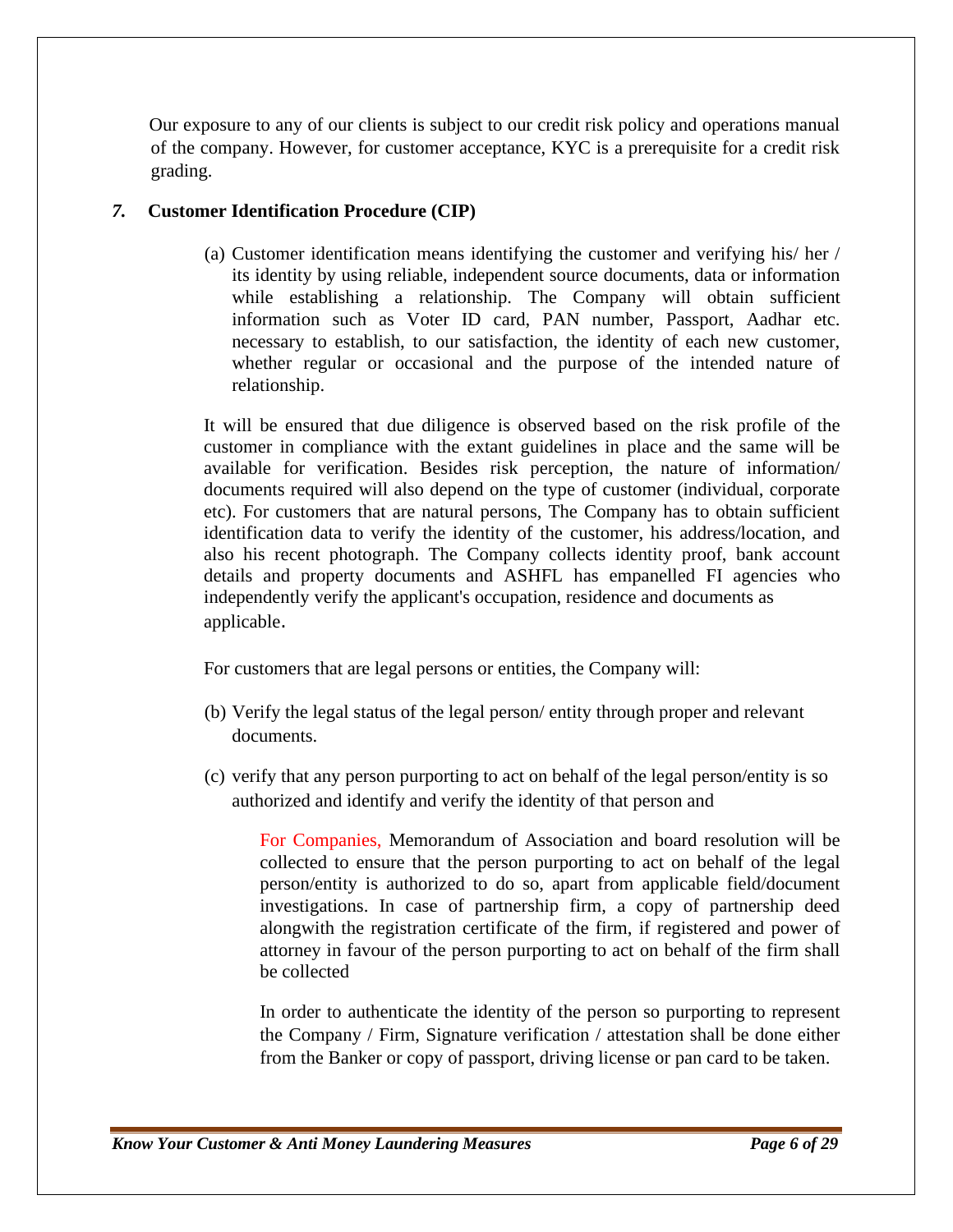Our exposure to any of our clients is subject to our credit risk policy and operations manual of the company. However, for customer acceptance, KYC is a prerequisite for a credit risk grading.

## *7.* Customer Identification Procedure (CIP)

(a) Customer identification means identifying the customer and verifying his/ her / its identity by using reliable, independent source documents, data or information while establishing a relationship. The Company will obtain sufficient information such as Voter ID card, PAN number, Passport, Aadhar etc. necessary to establish, to our satisfaction, the identity of each new customer, whether regular or occasional and the purpose of the intended nature of relationship.

It will be ensured that due diligence is observed based on the risk profile of the customer in compliance with the extant guidelines in place and the same will be available for verification. Besides risk perception, the nature of information/ documents required will also depend on the type of customer (individual, corporate etc). For customers that are natural persons, The Company has to obtain sufficient identification data to verify the identity of the customer, his address/location, and also his recent photograph. The Company collects identity proof, bank account details and property documents and ASHFL has empanelled FI agencies who independently verify the applicant's occupation, residence and documents as applicable.

For customers that are legal persons or entities, the Company will:

(b) Verify the legal status of the legal person/ entity through proper and relevant documents.

(c) verify that any person purporting to act on behalf of the legal person/entity is so authorized and identify and verify the identity of that person and

For Companies, Memorandum of Association and board resolution will be collected to ensure that the person purporting to act on behalf of the legal person/entity is authorized to do so, apart from applicable field/document investigations. In case of partnership firm, a copy of partnership deed alongwith the registration certificate of the firm, if registered and power of attorney in favour of the person purporting to act on behalf of the firm shall be collected

In order to authenticate the identity of the person so purporting to represent the Company / Firm, Signature verification / attestation shall be done either from the Banker or copy of passport, driving license or pan card to be taken.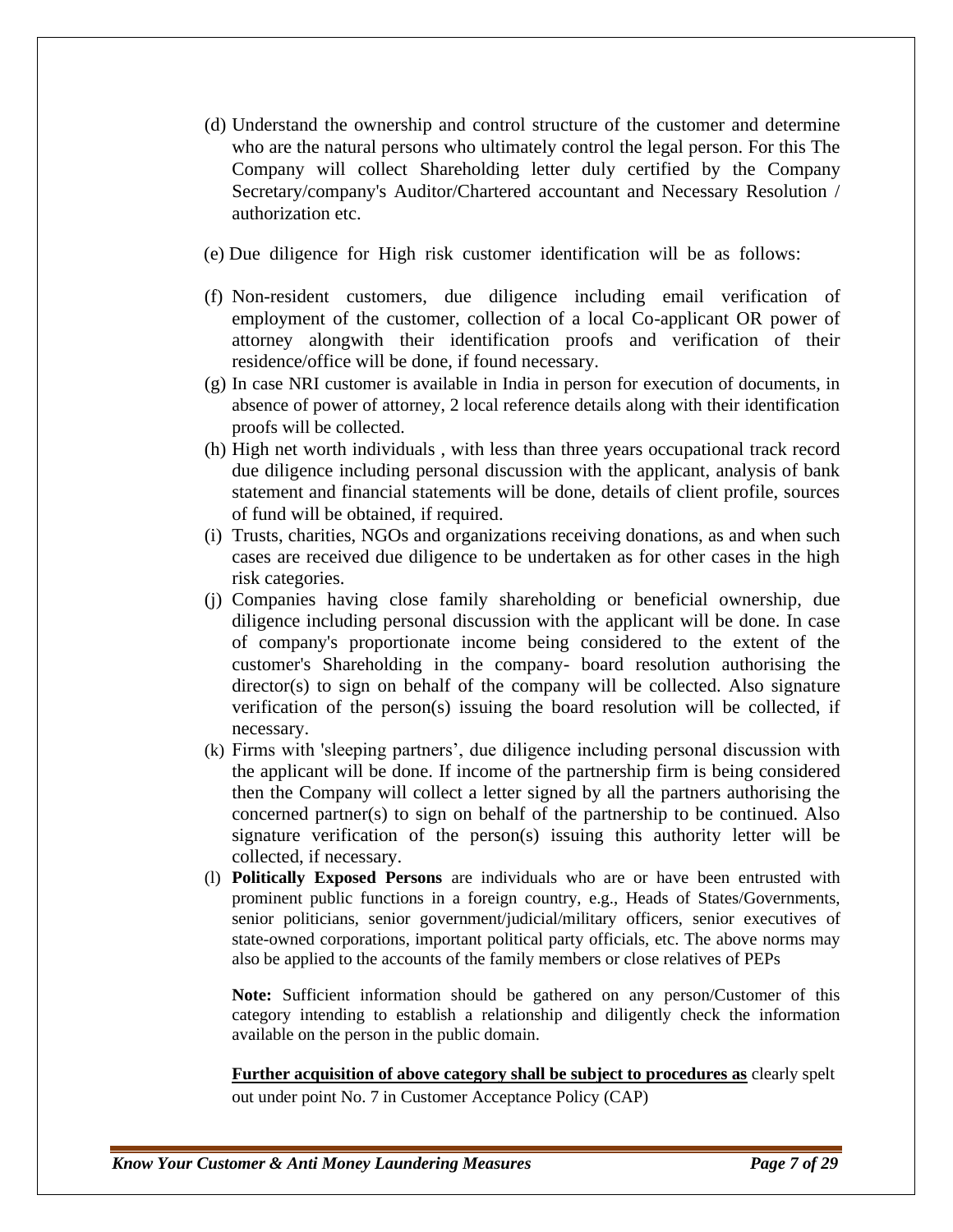(d) Understand the ownership and control structure of the customer and determine who are the natural persons who ultimately control the legal person. For this The Company will collect Shareholding letter duly certified by the Company Secretary/company's Auditor/Chartered accountant and Necessary Resolution / authorization etc.

(e) Due diligence for High risk customer identification will be as follows:

(f) Non-resident customers, due diligence including email verification of employment of the customer, collection of a local Co-applicant OR power of attorney alongwith their identification proofs and verification of their residence/office will be done, if found necessary.

(g) In case NRI customer is available in India in person for execution of documents, in absence of power of attorney, 2 local reference details along with their identification proofs will be collected.

(h) High net worth individuals , with less than three years occupational track record due diligence including personal discussion with the applicant, analysis of bank statement and financial statements will be done, details of client profile, sources of fund will be obtained, if required.

(i) Trusts, charities, NGOs and organizations receiving donations, as and when such cases are received due diligence to be undertaken as for other cases in the high risk categories.

(j) Companies having close family shareholding or beneficial ownership, due diligence including personal discussion with the applicant will be done. In case of company's proportionate income being considered to the extent of the customer's Shareholding in the company- board resolution authorising the director(s) to sign on behalf of the company will be collected. Also signature verification of the person(s) issuing the board resolution will be collected, if necessary.

(k) Firms with 'sleeping partners', due diligence including personal discussion with the applicant will be done. If income of the partnership firm is being considered then the Company will collect a letter signed by all the partners authorising the concerned partner(s) to sign on behalf of the partnership to be continued. Also signature verification of the person(s) issuing this authority letter will be collected, if necessary.

(l) **Politically Exposed Persons** are individuals who are or have been entrusted with prominent public functions in a foreign country, e.g., Heads of States/Governments, senior politicians, senior government/judicial/military officers, senior executives of state-owned corporations, important political party officials, etc. The above norms may also be applied to the accounts of the family members or close relatives of PEPs

**Note:** Sufficient information should be gathered on any person/Customer of this category intending to establish a relationship and diligently check the information available on the person in the public domain.

**Further acquisition of above category shall be subject to procedures as** clearly spelt out under point No. 7 in Customer Acceptance Policy (CAP)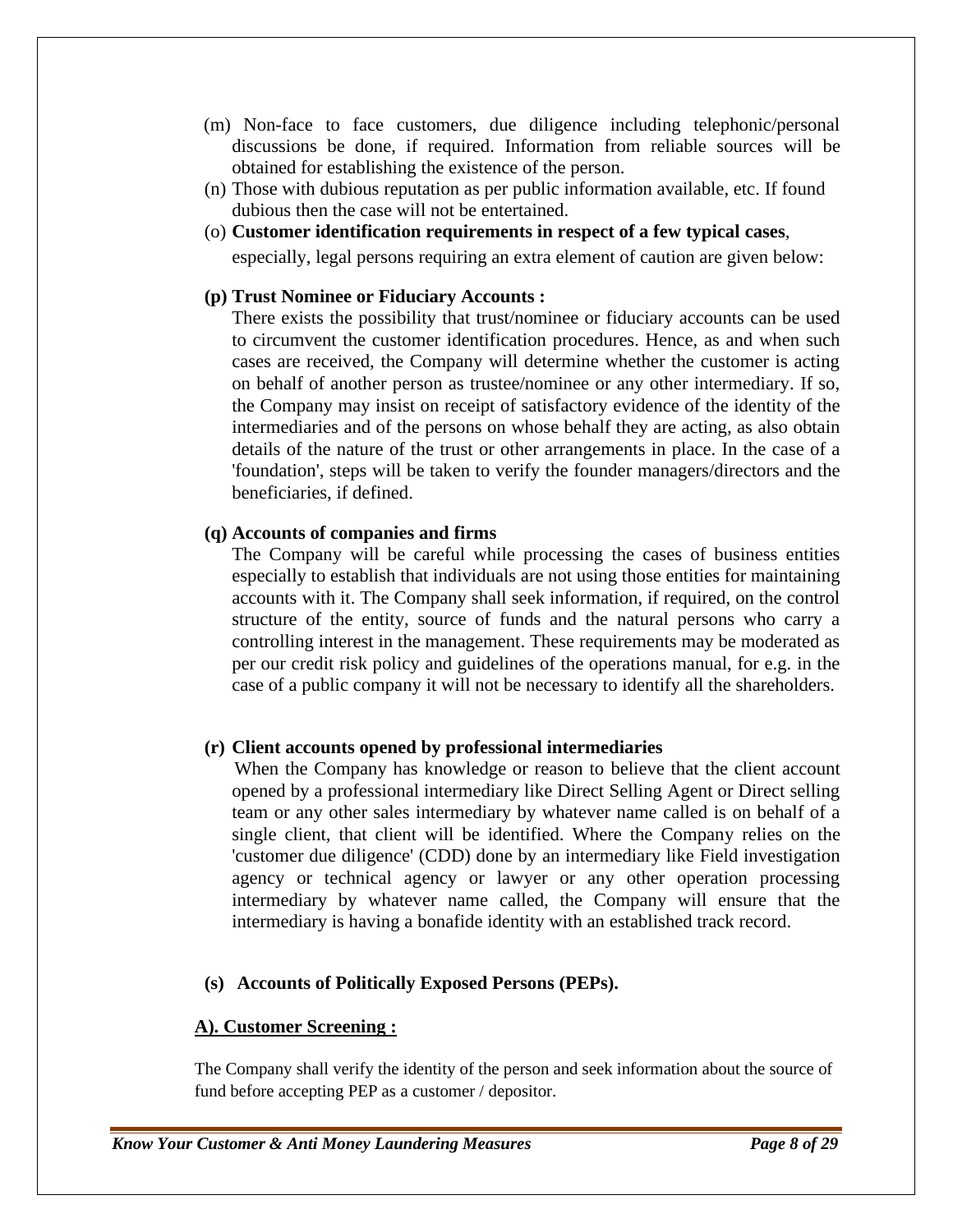(m) Non-face to face customers, due diligence including telephonic/personal discussions be done, if required. Information from reliable sources will be obtained for establishing the existence of the person.

(n) Those with dubious reputation as per public information available, etc. If found dubious then the case will not be entertained.

(o) **Customer identification requirements in respect of a few typical cases**, especially, legal persons requiring an extra element of caution are given below:

**(p) Trust Nominee or Fiduciary Accounts :**

There exists the possibility that trust/nominee or fiduciary accounts can be used to circumvent the customer identification procedures. Hence, as and when such cases are received, the Company will determine whether the customer is acting on behalf of another person as trustee/nominee or any other intermediary. If so, the Company may insist on receipt of satisfactory evidence of the identity of the intermediaries and of the persons on whose behalf they are acting, as also obtain details of the nature of the trust or other arrangements in place. In the case of a 'foundation', steps will be taken to verify the founder managers/directors and the beneficiaries, if defined.

**(q) Accounts of companies and firms**

The Company will be careful while processing the cases of business entities especially to establish that individuals are not using those entities for maintaining accounts with it. The Company shall seek information, if required, on the control structure of the entity, source of funds and the natural persons who carry a controlling interest in the management. These requirements may be moderated as per our credit risk policy and guidelines of the operations manual, for e.g. in the case of a public company it will not be necessary to identify all the shareholders.

**(r) Client accounts opened by professional intermediaries**

When the Company has knowledge or reason to believe that the client account opened by a professional intermediary like Direct Selling Agent or Direct selling team or any other sales intermediary by whatever name called is on behalf of a single client, that client will be identified. Where the Company relies on the 'customer due diligence' (CDD) done by an intermediary like Field investigation agency or technical agency or lawyer or any other operation processing intermediary by whatever name called, the Company will ensure that the intermediary is having a bonafide identity with an established track record.

**(s) Accounts of Politically Exposed Persons (PEPs).**

**A). Customer Screening :**

The Company shall verify the identity of the person and seek information about the source of fund before accepting PEP as a customer / depositor.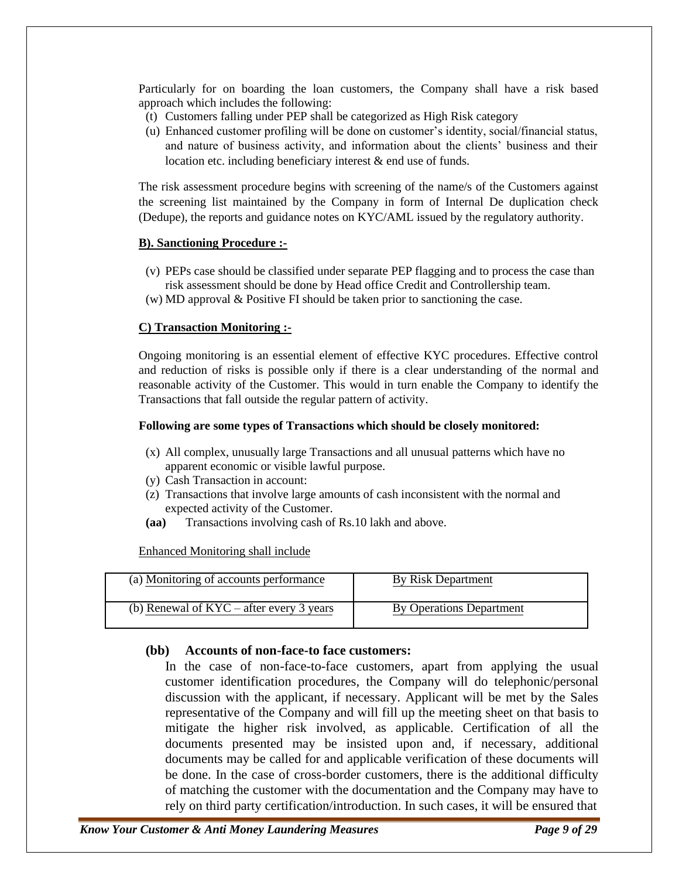Particularly for on boarding the loan customers, the Company shall have a risk based approach which includes the following:

(t) Customers falling under PEP shall be categorized as High Risk category

(u) Enhanced customer profiling will be done on customer's identity, social/financial status, and nature of business activity, and information about the clients' business and their location etc. including beneficiary interest & end use of funds.

The risk assessment procedure begins with screening of the name/s of the Customers against the screening list maintained by the Company in form of Internal De duplication check (Dedupe), the reports and guidance notes on KYC/AML issued by the regulatory authority.

**B). Sanctioning Procedure :-**

(v) PEPs case should be classified under separate PEP flagging and to process the case than risk assessment should be done by Head office Credit and Controllership team.

(w) MD approval & Positive FI should be taken prior to sanctioning the case.

**C) Transaction Monitoring :-**

Ongoing monitoring is an essential element of effective KYC procedures. Effective control and reduction of risks is possible only if there is a clear understanding of the normal and reasonable activity of the Customer. This would in turn enable the Company to identify the Transactions that fall outside the regular pattern of activity.

**Following are some types of Transactions which should be closely monitored:**

(x) All complex, unusually large Transactions and all unusual patterns which have no apparent economic or visible lawful purpose.

(y) Cash Transaction in account:

(z) Transactions that involve large amounts of cash inconsistent with the normal and expected activity of the Customer.

**(aa)** Transactions involving cash of Rs.10 lakh and above.

Enhanced Monitoring shall include

| | |
|---|---|
| (a) Monitoring of accounts performance | By Risk Department |
| (b) Renewal of KYC – after every 3 years | By Operations Department |

**(bb) Accounts of non-face-to face customers:**

In the case of non-face-to-face customers, apart from applying the usual customer identification procedures, the Company will do telephonic/personal discussion with the applicant, if necessary. Applicant will be met by the Sales representative of the Company and will fill up the meeting sheet on that basis to mitigate the higher risk involved, as applicable. Certification of all the documents presented may be insisted upon and, if necessary, additional documents may be called for and applicable verification of these documents will be done. In the case of cross-border customers, there is the additional difficulty of matching the customer with the documentation and the Company may have to rely on third party certification/introduction. In such cases, it will be ensured that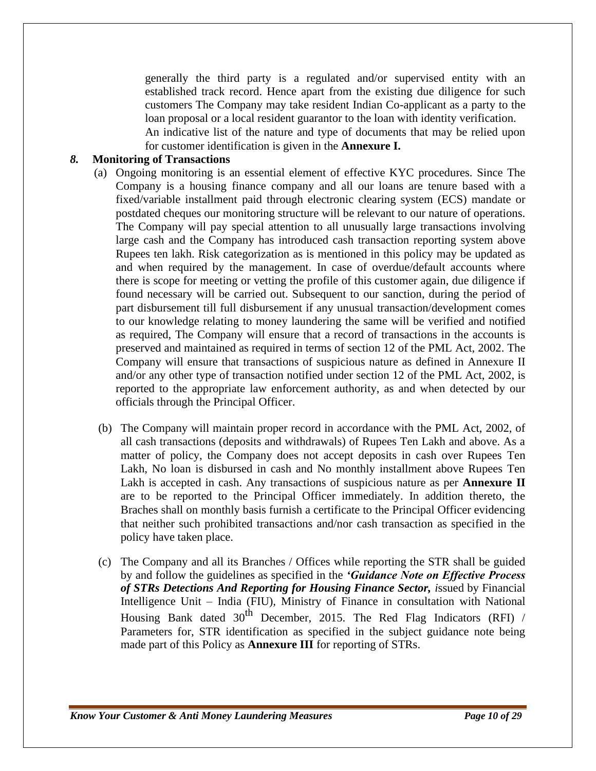generally the third party is a regulated and/or supervised entity with an established track record. Hence apart from the existing due diligence for such customers The Company may take resident Indian Co-applicant as a party to the loan proposal or a local resident guarantor to the loan with identity verification.

An indicative list of the nature and type of documents that may be relied upon for customer identification is given in the **Annexure I.**

***8.*** **Monitoring of Transactions**

(a) Ongoing monitoring is an essential element of effective KYC procedures. Since The Company is a housing finance company and all our loans are tenure based with a fixed/variable installment paid through electronic clearing system (ECS) mandate or postdated cheques our monitoring structure will be relevant to our nature of operations. The Company will pay special attention to all unusually large transactions involving large cash and the Company has introduced cash transaction reporting system above Rupees ten lakh. Risk categorization as is mentioned in this policy may be updated as and when required by the management. In case of overdue/default accounts where there is scope for meeting or vetting the profile of this customer again, due diligence if found necessary will be carried out. Subsequent to our sanction, during the period of part disbursement till full disbursement if any unusual transaction/development comes to our knowledge relating to money laundering the same will be verified and notified as required, The Company will ensure that a record of transactions in the accounts is preserved and maintained as required in terms of section 12 of the PML Act, 2002. The Company will ensure that transactions of suspicious nature as defined in Annexure II and/or any other type of transaction notified under section 12 of the PML Act, 2002, is reported to the appropriate law enforcement authority, as and when detected by our officials through the Principal Officer.

(b) The Company will maintain proper record in accordance with the PML Act, 2002, of all cash transactions (deposits and withdrawals) of Rupees Ten Lakh and above. As a matter of policy, the Company does not accept deposits in cash over Rupees Ten Lakh, No loan is disbursed in cash and No monthly installment above Rupees Ten Lakh is accepted in cash. Any transactions of suspicious nature as per **Annexure II** are to be reported to the Principal Officer immediately. In addition thereto, the Braches shall on monthly basis furnish a certificate to the Principal Officer evidencing that neither such prohibited transactions and/nor cash transaction as specified in the policy have taken place.

(c) The Company and all its Branches / Offices while reporting the STR shall be guided by and follow the guidelines as specified in the ***'Guidance Note on Effective Process of STRs Detections And Reporting for Housing Finance Sector,*** *i*ssued by Financial Intelligence Unit – India (FIU), Ministry of Finance in consultation with National Housing Bank dated 30th December, 2015. The Red Flag Indicators (RFI) / Parameters for, STR identification as specified in the subject guidance note being made part of this Policy as **Annexure III** for reporting of STRs.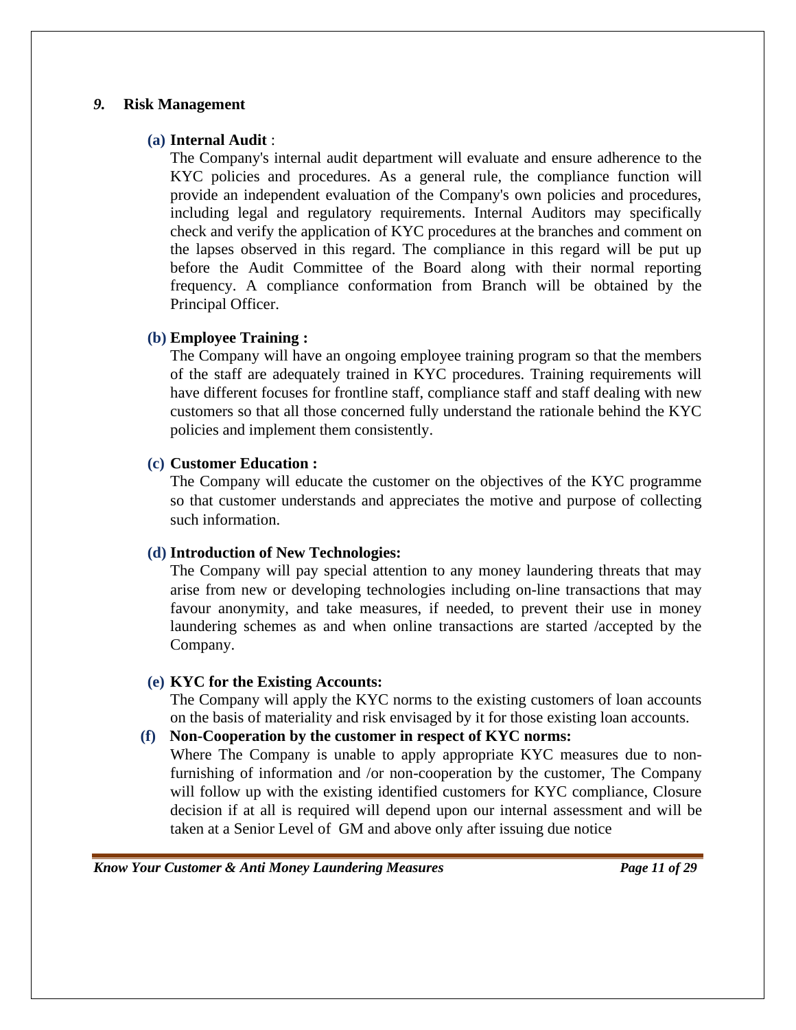## *9.* Risk Management

**(a) Internal Audit** :

The Company's internal audit department will evaluate and ensure adherence to the KYC policies and procedures. As a general rule, the compliance function will provide an independent evaluation of the Company's own policies and procedures, including legal and regulatory requirements. Internal Auditors may specifically check and verify the application of KYC procedures at the branches and comment on the lapses observed in this regard. The compliance in this regard will be put up before the Audit Committee of the Board along with their normal reporting frequency. A compliance conformation from Branch will be obtained by the Principal Officer.

**(b) Employee Training :**

The Company will have an ongoing employee training program so that the members of the staff are adequately trained in KYC procedures. Training requirements will have different focuses for frontline staff, compliance staff and staff dealing with new customers so that all those concerned fully understand the rationale behind the KYC policies and implement them consistently.

**(c) Customer Education :**

The Company will educate the customer on the objectives of the KYC programme so that customer understands and appreciates the motive and purpose of collecting such information.

**(d) Introduction of New Technologies:**

The Company will pay special attention to any money laundering threats that may arise from new or developing technologies including on-line transactions that may favour anonymity, and take measures, if needed, to prevent their use in money laundering schemes as and when online transactions are started /accepted by the Company.

**(e) KYC for the Existing Accounts:**

The Company will apply the KYC norms to the existing customers of loan accounts on the basis of materiality and risk envisaged by it for those existing loan accounts.

**(f) Non-Cooperation by the customer in respect of KYC norms:**

Where The Company is unable to apply appropriate KYC measures due to non-furnishing of information and /or non-cooperation by the customer, The Company will follow up with the existing identified customers for KYC compliance, Closure decision if at all is required will depend upon our internal assessment and will be taken at a Senior Level of GM and above only after issuing due notice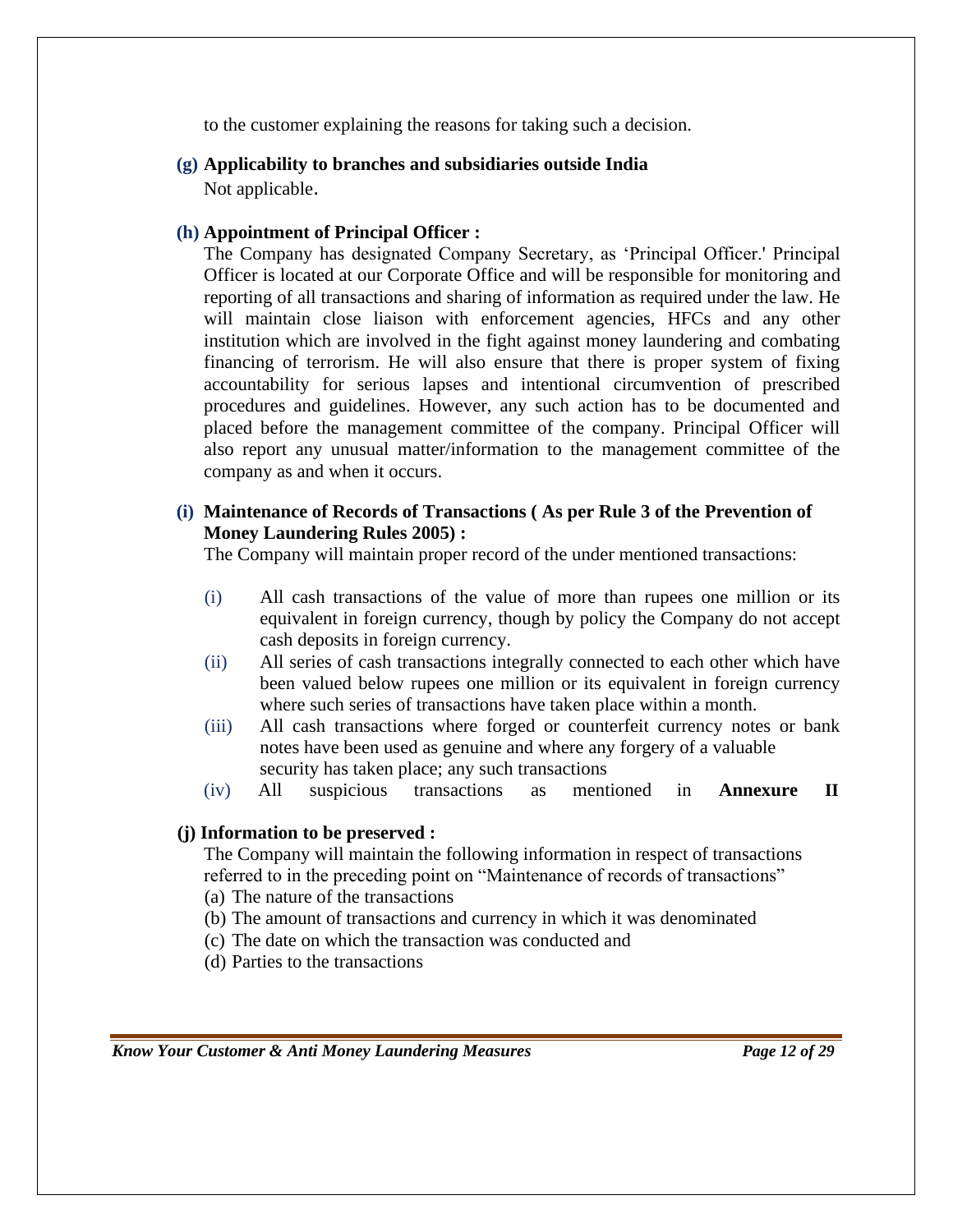to the customer explaining the reasons for taking such a decision.

**(g) Applicability to branches and subsidiaries outside India**

Not applicable.

**(h) Appointment of Principal Officer :**

The Company has designated Company Secretary, as 'Principal Officer.' Principal Officer is located at our Corporate Office and will be responsible for monitoring and reporting of all transactions and sharing of information as required under the law. He will maintain close liaison with enforcement agencies, HFCs and any other institution which are involved in the fight against money laundering and combating financing of terrorism. He will also ensure that there is proper system of fixing accountability for serious lapses and intentional circumvention of prescribed procedures and guidelines. However, any such action has to be documented and placed before the management committee of the company. Principal Officer will also report any unusual matter/information to the management committee of the company as and when it occurs.

**(i) Maintenance of Records of Transactions ( As per Rule 3 of the Prevention of Money Laundering Rules 2005) :**

The Company will maintain proper record of the under mentioned transactions:

(i) All cash transactions of the value of more than rupees one million or its equivalent in foreign currency, though by policy the Company do not accept cash deposits in foreign currency.

(ii) All series of cash transactions integrally connected to each other which have been valued below rupees one million or its equivalent in foreign currency where such series of transactions have taken place within a month.

(iii) All cash transactions where forged or counterfeit currency notes or bank notes have been used as genuine and where any forgery of a valuable security has taken place; any such transactions

(iv) All suspicious transactions as mentioned in **Annexure II**

**(j) Information to be preserved :**

The Company will maintain the following information in respect of transactions referred to in the preceding point on "Maintenance of records of transactions"

(a) The nature of the transactions

(b) The amount of transactions and currency in which it was denominated

(c) The date on which the transaction was conducted and

(d) Parties to the transactions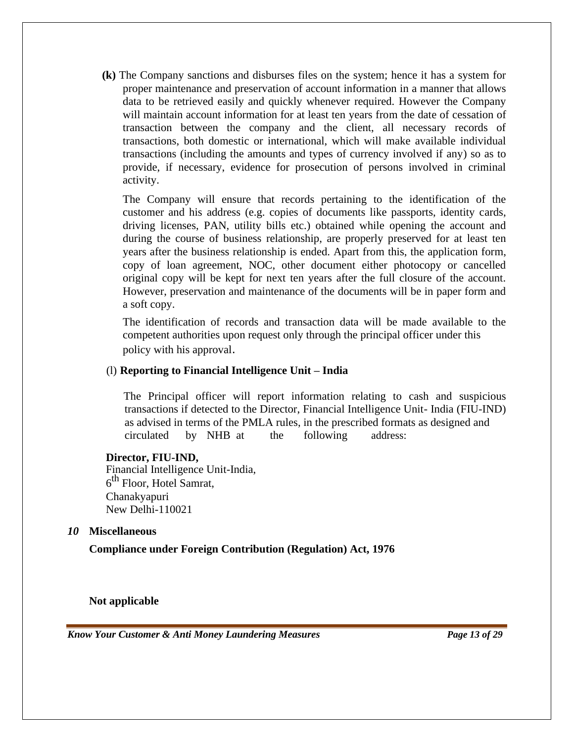**(k)** The Company sanctions and disburses files on the system; hence it has a system for proper maintenance and preservation of account information in a manner that allows data to be retrieved easily and quickly whenever required. However the Company will maintain account information for at least ten years from the date of cessation of transaction between the company and the client, all necessary records of transactions, both domestic or international, which will make available individual transactions (including the amounts and types of currency involved if any) so as to provide, if necessary, evidence for prosecution of persons involved in criminal activity.

The Company will ensure that records pertaining to the identification of the customer and his address (e.g. copies of documents like passports, identity cards, driving licenses, PAN, utility bills etc.) obtained while opening the account and during the course of business relationship, are properly preserved for at least ten years after the business relationship is ended. Apart from this, the application form, copy of loan agreement, NOC, other document either photocopy or cancelled original copy will be kept for next ten years after the full closure of the account. However, preservation and maintenance of the documents will be in paper form and a soft copy.

The identification of records and transaction data will be made available to the competent authorities upon request only through the principal officer under this policy with his approval.

(l) **Reporting to Financial Intelligence Unit – India**

The Principal officer will report information relating to cash and suspicious transactions if detected to the Director, Financial Intelligence Unit- India (FIU-IND) as advised in terms of the PMLA rules, in the prescribed formats as designed and circulated by NHB at the following address:

**Director, FIU-IND,**
Financial Intelligence Unit-India,
6th Floor, Hotel Samrat,
Chanakyapuri
New Delhi-110021

## *10* Miscellaneous

**Compliance under Foreign Contribution (Regulation) Act, 1976**

**Not applicable**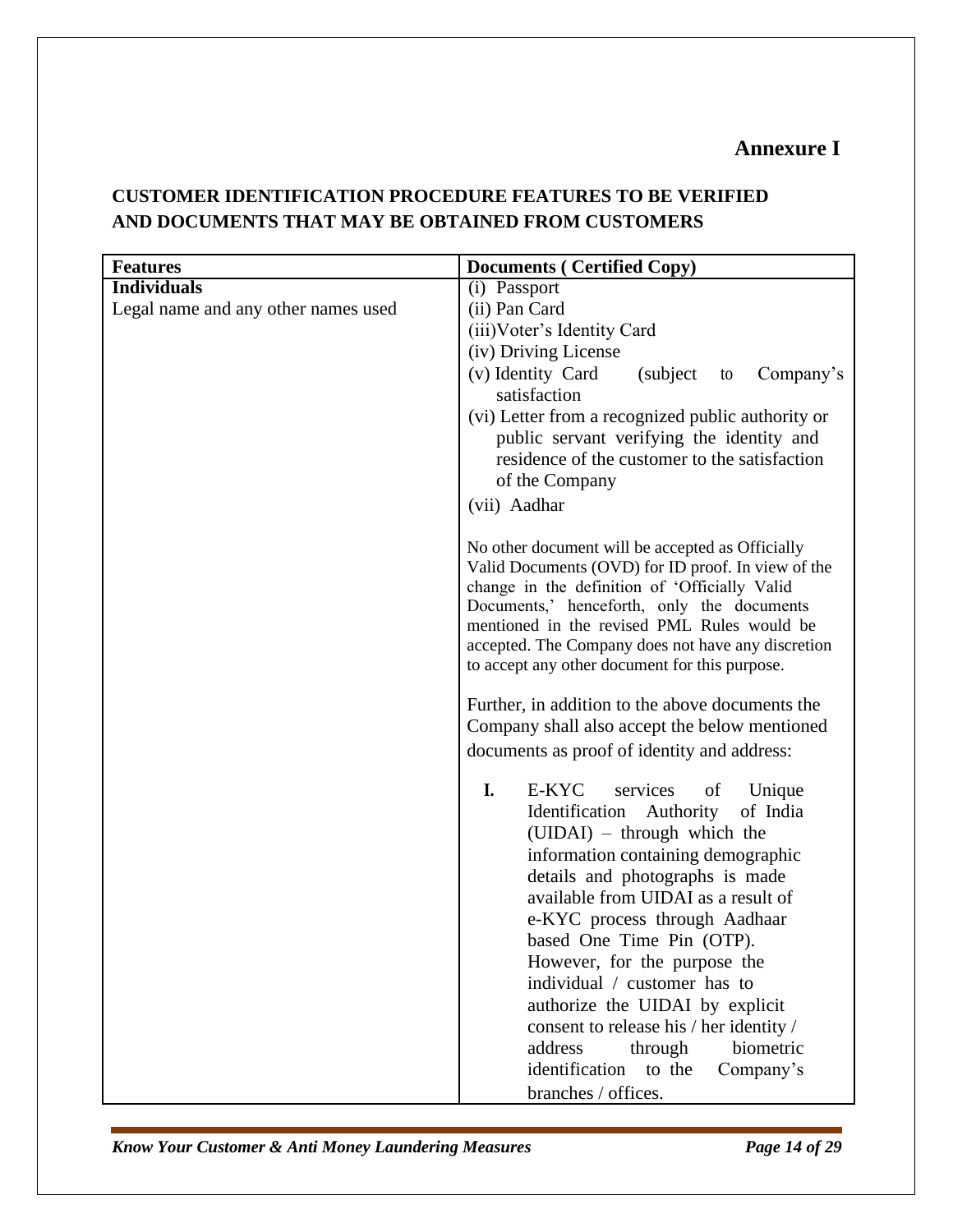# Annexure I

## CUSTOMER IDENTIFICATION PROCEDURE FEATURES TO BE VERIFIED AND DOCUMENTS THAT MAY BE OBTAINED FROM CUSTOMERS

| Features | Documents ( Certified Copy) |
|---|---|
| **Individuals**<br>Legal name and any other names used | (i) Passport<br>(ii) Pan Card<br>(iii)Voter's Identity Card<br>(iv) Driving License<br>(v) Identity Card (subject to Company's satisfaction<br>(vi) Letter from a recognized public authority or public servant verifying the identity and residence of the customer to the satisfaction of the Company<br>(vii) Aadhar<br><br>No other document will be accepted as Officially Valid Documents (OVD) for ID proof. In view of the change in the definition of 'Officially Valid Documents,' henceforth, only the documents mentioned in the revised PML Rules would be accepted. The Company does not have any discretion to accept any other document for this purpose.<br><br>Further, in addition to the above documents the Company shall also accept the below mentioned documents as proof of identity and address:<br><br>**I.** E-KYC services of Unique Identification Authority of India (UIDAI) – through which the information containing demographic details and photographs is made available from UIDAI as a result of e-KYC process through Aadhaar based One Time Pin (OTP). However, for the purpose the individual / customer has to authorize the UIDAI by explicit consent to release his / her identity / address through biometric identification to the Company's branches / offices. |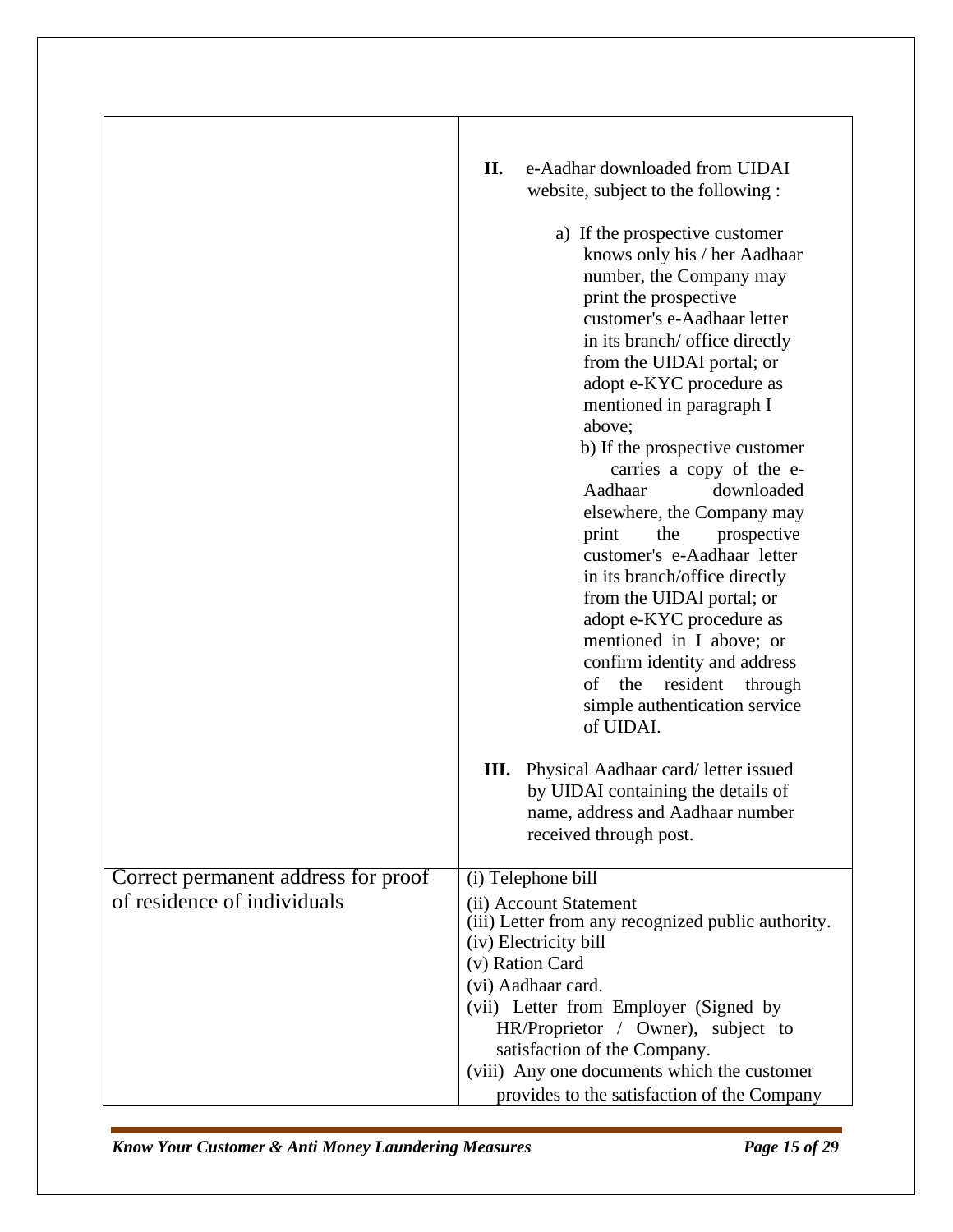| | |
|---|---|
| | **II.** e-Aadhar downloaded from UIDAI website, subject to the following :<br><br>a) If the prospective customer knows only his / her Aadhaar number, the Company may print the prospective customer's e-Aadhaar letter in its branch/ office directly from the UIDAI portal; or adopt e-KYC procedure as mentioned in paragraph I above;<br>b) If the prospective customer carries a copy of the e-Aadhaar downloaded elsewhere, the Company may print the prospective customer's e-Aadhaar letter in its branch/office directly from the UIDAl portal; or adopt e-KYC procedure as mentioned in I above; or confirm identity and address of the resident through simple authentication service of UIDAI.<br><br>**III.** Physical Aadhaar card/ letter issued by UIDAI containing the details of name, address and Aadhaar number received through post. |
| Correct permanent address for proof of residence of individuals | (i) Telephone bill<br>(ii) Account Statement<br>(iii) Letter from any recognized public authority.<br>(iv) Electricity bill<br>(v) Ration Card<br>(vi) Aadhaar card.<br>(vii) Letter from Employer (Signed by HR/Proprietor / Owner), subject to satisfaction of the Company.<br>(viii) Any one documents which the customer provides to the satisfaction of the Company |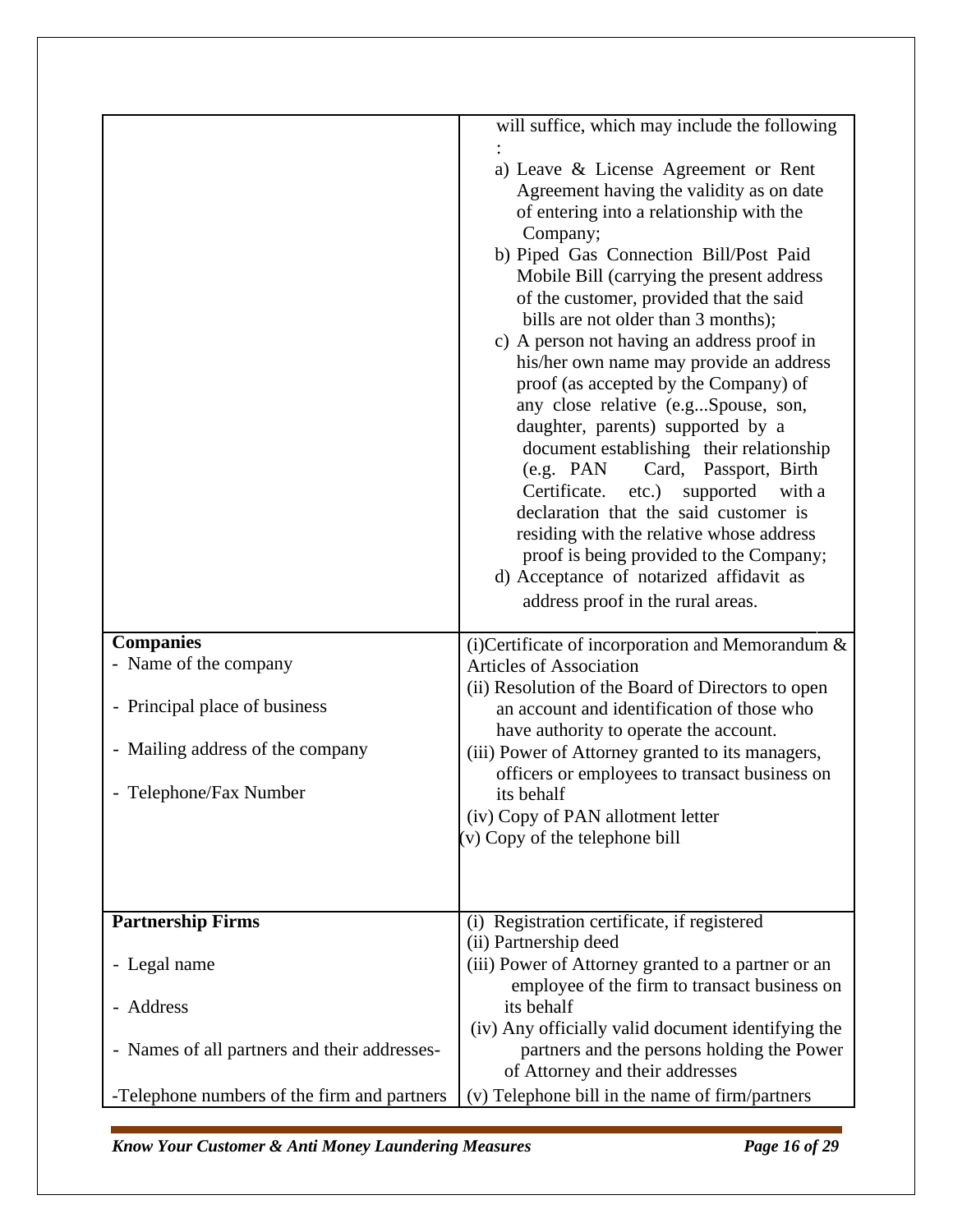| | |
|---|---|
| | will suffice, which may include the following :<br>a) Leave & License Agreement or Rent Agreement having the validity as on date of entering into a relationship with the Company;<br>b) Piped Gas Connection Bill/Post Paid Mobile Bill (carrying the present address of the customer, provided that the said bills are not older than 3 months);<br>c) A person not having an address proof in his/her own name may provide an address proof (as accepted by the Company) of any close relative (e.g...Spouse, son, daughter, parents) supported by a document establishing their relationship (e.g. PAN Card, Passport, Birth Certificate. etc.) supported with a declaration that the said customer is residing with the relative whose address proof is being provided to the Company;<br>d) Acceptance of notarized affidavit as address proof in the rural areas. |
| **Companies**<br>- Name of the company<br>- Principal place of business<br>- Mailing address of the company<br>- Telephone/Fax Number | (i)Certificate of incorporation and Memorandum & Articles of Association<br>(ii) Resolution of the Board of Directors to open an account and identification of those who have authority to operate the account.<br>(iii) Power of Attorney granted to its managers, officers or employees to transact business on its behalf<br>(iv) Copy of PAN allotment letter<br>(v) Copy of the telephone bill |
| **Partnership Firms**<br>- Legal name<br>- Address<br>- Names of all partners and their addresses-<br>-Telephone numbers of the firm and partners | (i) Registration certificate, if registered<br>(ii) Partnership deed<br>(iii) Power of Attorney granted to a partner or an employee of the firm to transact business on its behalf<br>(iv) Any officially valid document identifying the partners and the persons holding the Power of Attorney and their addresses<br>(v) Telephone bill in the name of firm/partners |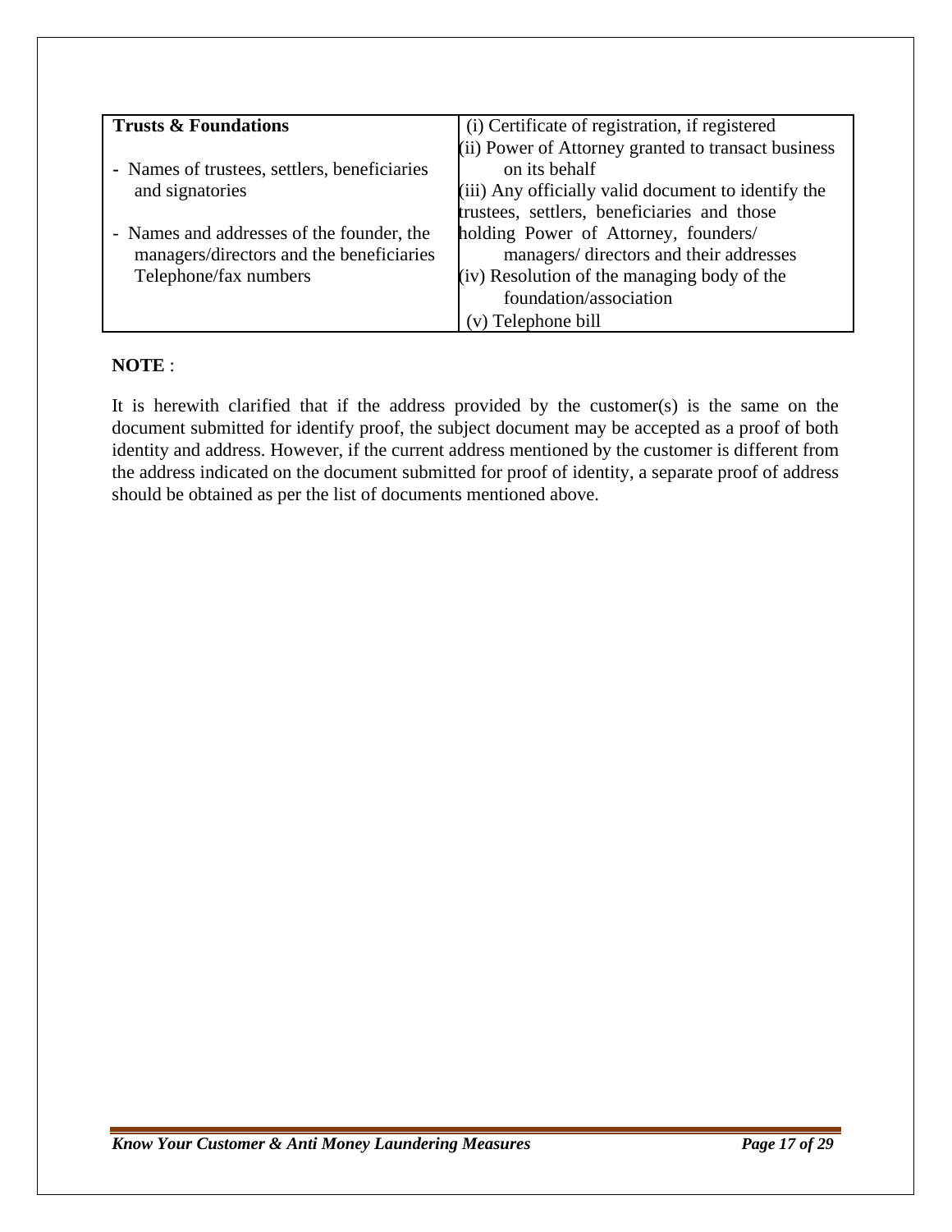| **Trusts & Foundations**<br><br>- Names of trustees, settlers, beneficiaries and signatories<br><br>- Names and addresses of the founder, the managers/directors and the beneficiaries Telephone/fax numbers | (i) Certificate of registration, if registered<br>(ii) Power of Attorney granted to transact business on its behalf<br>(iii) Any officially valid document to identify the trustees, settlers, beneficiaries and those holding Power of Attorney, founders/ managers/ directors and their addresses<br>(iv) Resolution of the managing body of the foundation/association<br>(v) Telephone bill |
|---|---|

**NOTE** :

It is herewith clarified that if the address provided by the customer(s) is the same on the document submitted for identify proof, the subject document may be accepted as a proof of both identity and address. However, if the current address mentioned by the customer is different from the address indicated on the document submitted for proof of identity, a separate proof of address should be obtained as per the list of documents mentioned above.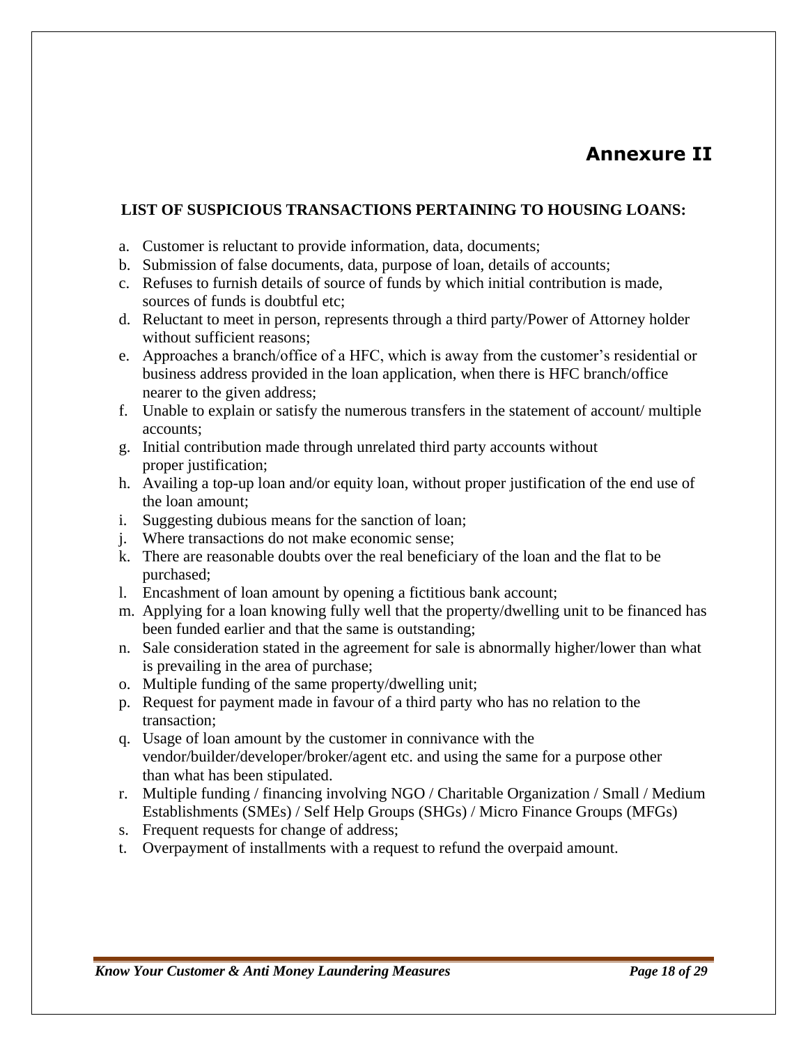# Annexure II

**LIST OF SUSPICIOUS TRANSACTIONS PERTAINING TO HOUSING LOANS:**

a. Customer is reluctant to provide information, data, documents;
b. Submission of false documents, data, purpose of loan, details of accounts;
c. Refuses to furnish details of source of funds by which initial contribution is made, sources of funds is doubtful etc;
d. Reluctant to meet in person, represents through a third party/Power of Attorney holder without sufficient reasons;
e. Approaches a branch/office of a HFC, which is away from the customer's residential or business address provided in the loan application, when there is HFC branch/office nearer to the given address;
f. Unable to explain or satisfy the numerous transfers in the statement of account/ multiple accounts;
g. Initial contribution made through unrelated third party accounts without proper justification;
h. Availing a top-up loan and/or equity loan, without proper justification of the end use of the loan amount;
i. Suggesting dubious means for the sanction of loan;
j. Where transactions do not make economic sense;
k. There are reasonable doubts over the real beneficiary of the loan and the flat to be purchased;
l. Encashment of loan amount by opening a fictitious bank account;
m. Applying for a loan knowing fully well that the property/dwelling unit to be financed has been funded earlier and that the same is outstanding;
n. Sale consideration stated in the agreement for sale is abnormally higher/lower than what is prevailing in the area of purchase;
o. Multiple funding of the same property/dwelling unit;
p. Request for payment made in favour of a third party who has no relation to the transaction;
q. Usage of loan amount by the customer in connivance with the vendor/builder/developer/broker/agent etc. and using the same for a purpose other than what has been stipulated.
r. Multiple funding / financing involving NGO / Charitable Organization / Small / Medium Establishments (SMEs) / Self Help Groups (SHGs) / Micro Finance Groups (MFGs)
s. Frequent requests for change of address;
t. Overpayment of installments with a request to refund the overpaid amount.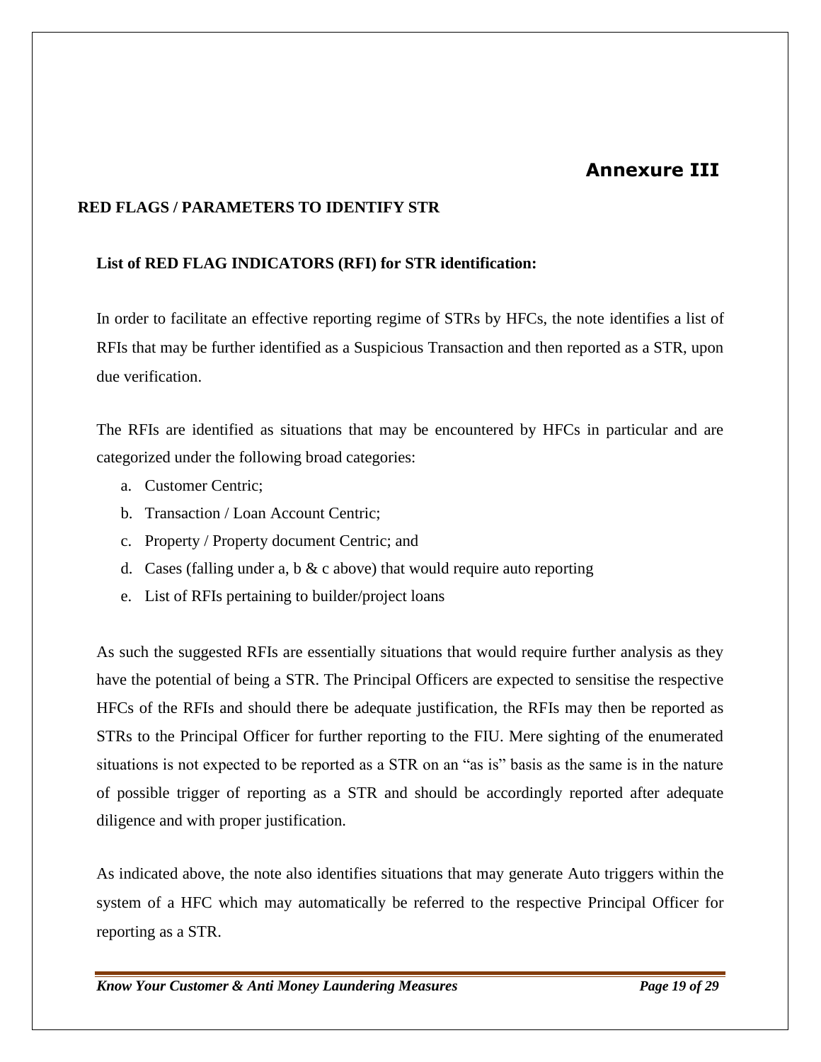# Annexure III

## RED FLAGS / PARAMETERS TO IDENTIFY STR

### List of RED FLAG INDICATORS (RFI) for STR identification:

In order to facilitate an effective reporting regime of STRs by HFCs, the note identifies a list of RFIs that may be further identified as a Suspicious Transaction and then reported as a STR, upon due verification.

The RFIs are identified as situations that may be encountered by HFCs in particular and are categorized under the following broad categories:

a. Customer Centric;
b. Transaction / Loan Account Centric;
c. Property / Property document Centric; and
d. Cases (falling under a, b & c above) that would require auto reporting
e. List of RFIs pertaining to builder/project loans

As such the suggested RFIs are essentially situations that would require further analysis as they have the potential of being a STR. The Principal Officers are expected to sensitise the respective HFCs of the RFIs and should there be adequate justification, the RFIs may then be reported as STRs to the Principal Officer for further reporting to the FIU. Mere sighting of the enumerated situations is not expected to be reported as a STR on an "as is" basis as the same is in the nature of possible trigger of reporting as a STR and should be accordingly reported after adequate diligence and with proper justification.

As indicated above, the note also identifies situations that may generate Auto triggers within the system of a HFC which may automatically be referred to the respective Principal Officer for reporting as a STR.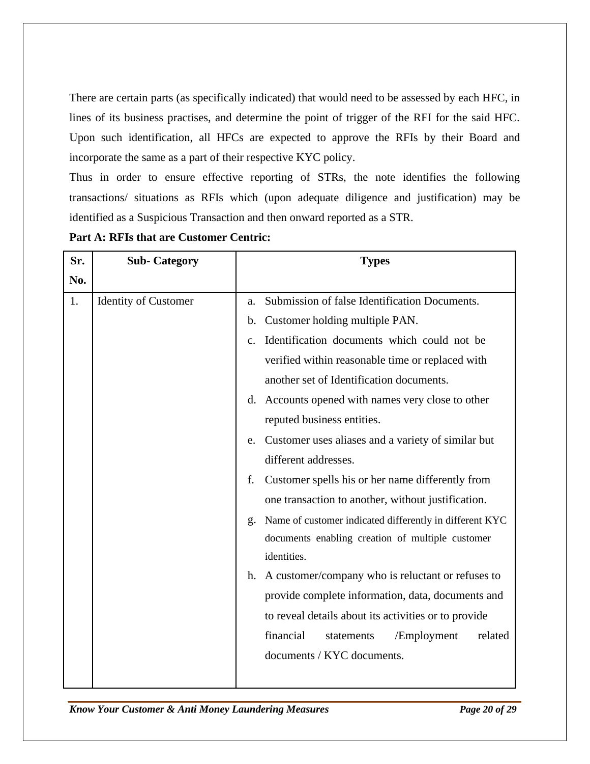There are certain parts (as specifically indicated) that would need to be assessed by each HFC, in lines of its business practises, and determine the point of trigger of the RFI for the said HFC. Upon such identification, all HFCs are expected to approve the RFIs by their Board and incorporate the same as a part of their respective KYC policy.

Thus in order to ensure effective reporting of STRs, the note identifies the following transactions/ situations as RFIs which (upon adequate diligence and justification) may be identified as a Suspicious Transaction and then onward reported as a STR.

**Part A: RFIs that are Customer Centric:**

| Sr. No. | Sub- Category | Types |
|---|---|---|
| 1. | Identity of Customer | a. Submission of false Identification Documents.<br>b. Customer holding multiple PAN.<br>c. Identification documents which could not be verified within reasonable time or replaced with another set of Identification documents.<br>d. Accounts opened with names very close to other reputed business entities.<br>e. Customer uses aliases and a variety of similar but different addresses.<br>f. Customer spells his or her name differently from one transaction to another, without justification.<br>g. Name of customer indicated differently in different KYC documents enabling creation of multiple customer identities.<br>h. A customer/company who is reluctant or refuses to provide complete information, data, documents and to reveal details about its activities or to provide financial statements /Employment related documents / KYC documents. |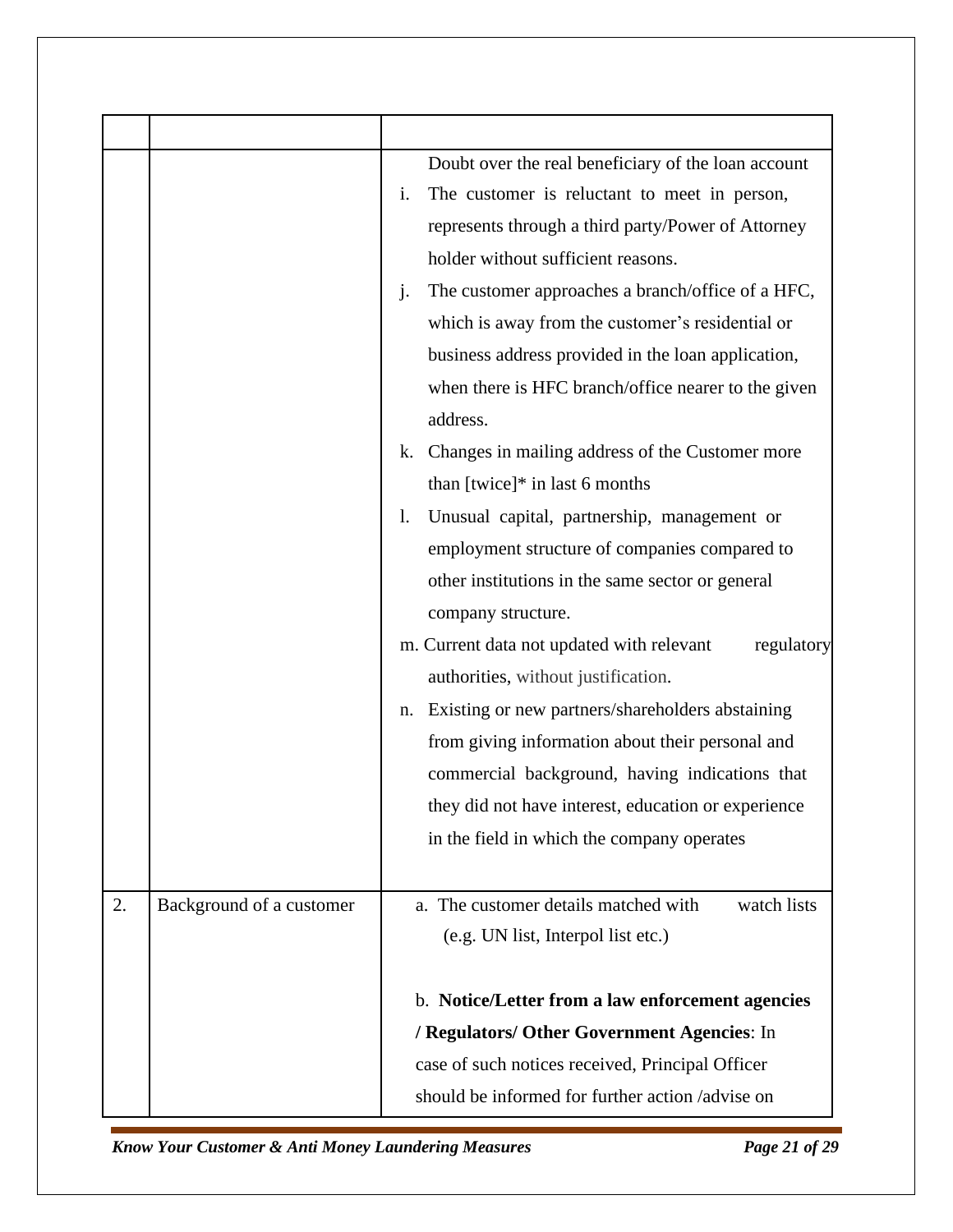| | | |
|---|---|---|
| | | Doubt over the real beneficiary of the loan account<br>i. The customer is reluctant to meet in person, represents through a third party/Power of Attorney holder without sufficient reasons.<br>j. The customer approaches a branch/office of a HFC, which is away from the customer's residential or business address provided in the loan application, when there is HFC branch/office nearer to the given address.<br>k. Changes in mailing address of the Customer more than [twice]* in last 6 months<br>l. Unusual capital, partnership, management or employment structure of companies compared to other institutions in the same sector or general company structure.<br>m. Current data not updated with relevant regulatory authorities, without justification.<br>n. Existing or new partners/shareholders abstaining from giving information about their personal and commercial background, having indications that they did not have interest, education or experience in the field in which the company operates |
| 2. | Background of a customer | a. The customer details matched with watch lists (e.g. UN list, Interpol list etc.)<br><br>b. **Notice/Letter from a law enforcement agencies / Regulators/ Other Government Agencies**: In case of such notices received, Principal Officer should be informed for further action /advise on |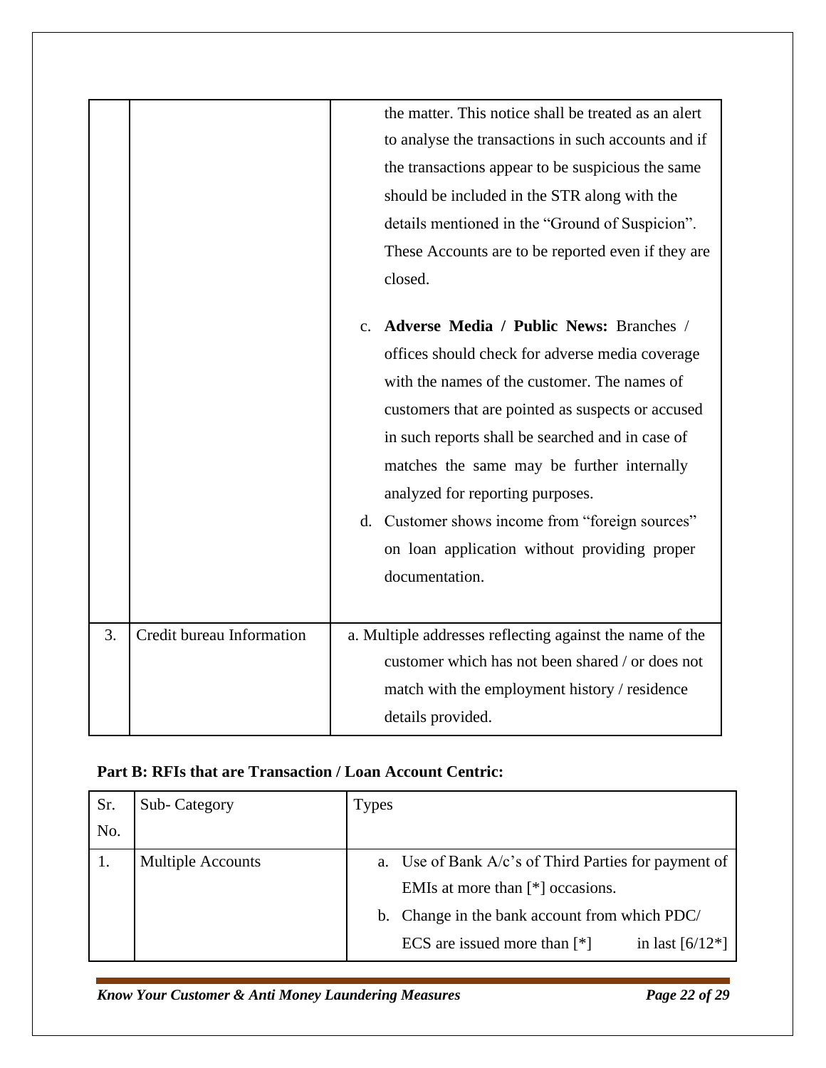| | | |
|---|---|---|
| | | the matter. This notice shall be treated as an alert to analyse the transactions in such accounts and if the transactions appear to be suspicious the same should be included in the STR along with the details mentioned in the "Ground of Suspicion". These Accounts are to be reported even if they are closed.<br><br>c. **Adverse Media / Public News:** Branches / offices should check for adverse media coverage with the names of the customer. The names of customers that are pointed as suspects or accused in such reports shall be searched and in case of matches the same may be further internally analyzed for reporting purposes.<br>d. Customer shows income from "foreign sources" on loan application without providing proper documentation. |
| 3. | Credit bureau Information | a. Multiple addresses reflecting against the name of the customer which has not been shared / or does not match with the employment history / residence details provided. |

**Part B: RFIs that are Transaction / Loan Account Centric:**

| Sr. No. | Sub- Category | Types |
|---|---|---|
| 1. | Multiple Accounts | a. Use of Bank A/c's of Third Parties for payment of EMIs at more than [*] occasions.<br>b. Change in the bank account from which PDC/ ECS are issued more than [*] in last [6/12*] |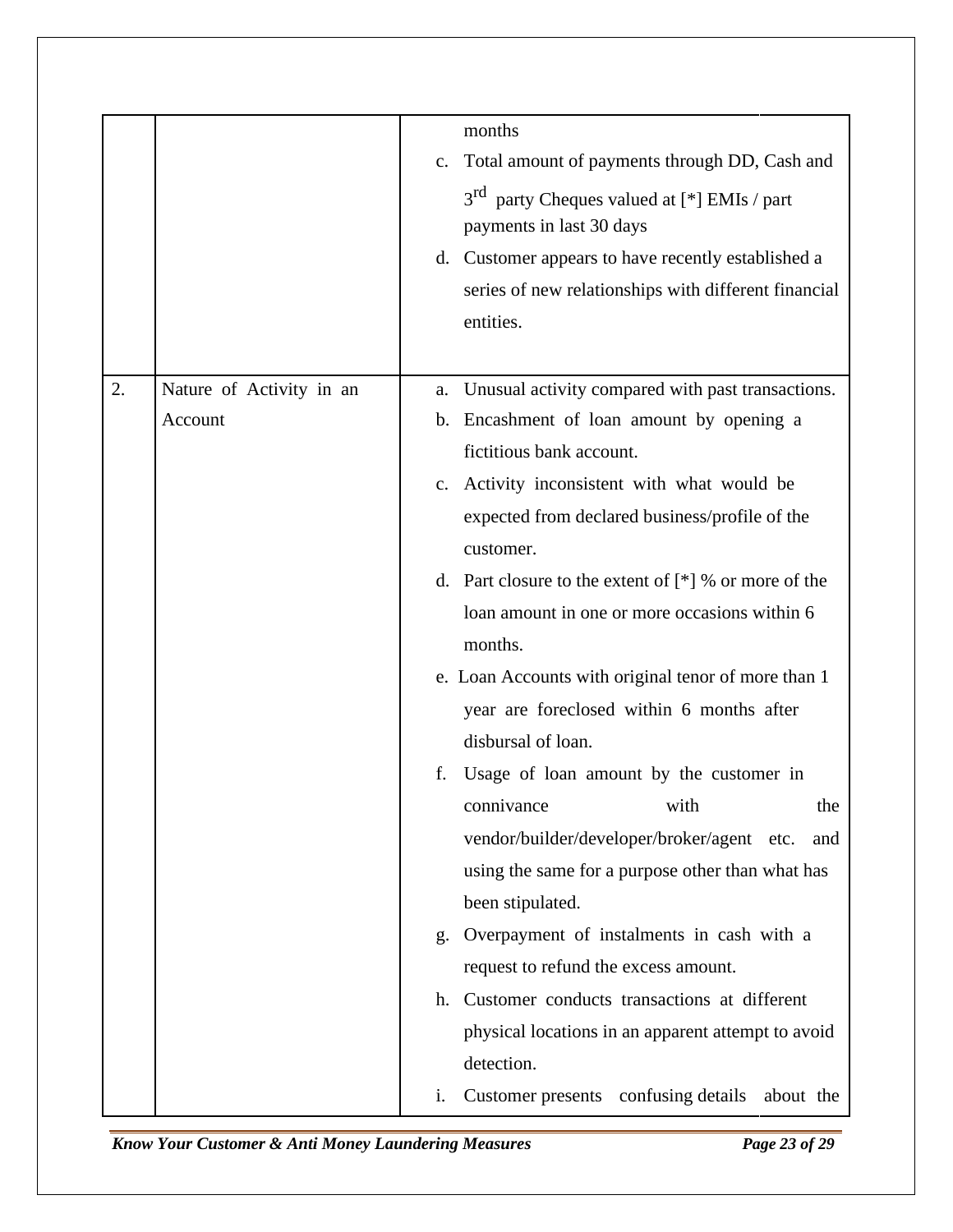|  |  |  |
|---|---|---|
|  |  | months<br>c. Total amount of payments through DD, Cash and 3rd party Cheques valued at [*] EMIs / part payments in last 30 days<br>d. Customer appears to have recently established a series of new relationships with different financial entities. |
| 2. | Nature of Activity in an Account | a. Unusual activity compared with past transactions.<br>b. Encashment of loan amount by opening a fictitious bank account.<br>c. Activity inconsistent with what would be expected from declared business/profile of the customer.<br>d. Part closure to the extent of [*] % or more of the loan amount in one or more occasions within 6 months.<br>e. Loan Accounts with original tenor of more than 1 year are foreclosed within 6 months after disbursal of loan.<br>f. Usage of loan amount by the customer in connivance with the vendor/builder/developer/broker/agent etc. and using the same for a purpose other than what has been stipulated.<br>g. Overpayment of instalments in cash with a request to refund the excess amount.<br>h. Customer conducts transactions at different physical locations in an apparent attempt to avoid detection.<br>i. Customer presents confusing details about the |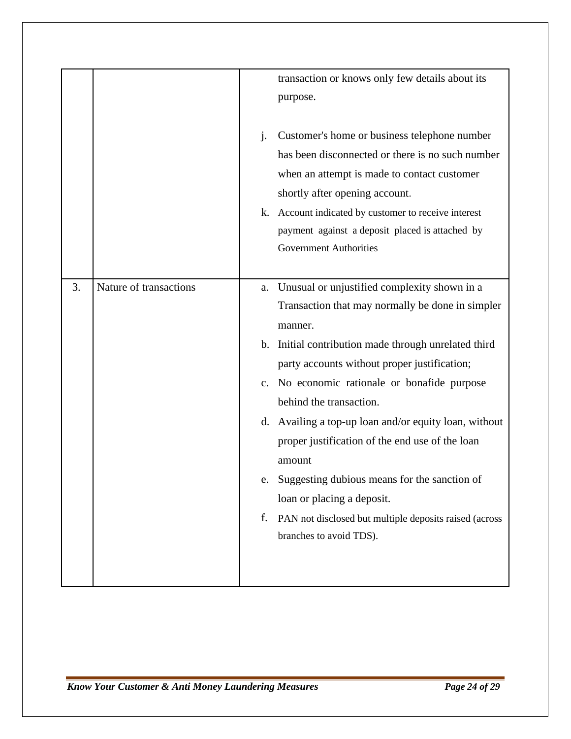|  |  |  |
|---|---|---|
|  |  | transaction or knows only few details about its purpose.<br><br>j. Customer's home or business telephone number has been disconnected or there is no such number when an attempt is made to contact customer shortly after opening account.<br>k. Account indicated by customer to receive interest payment against a deposit placed is attached by Government Authorities |
| 3. | Nature of transactions | a. Unusual or unjustified complexity shown in a Transaction that may normally be done in simpler manner.<br>b. Initial contribution made through unrelated third party accounts without proper justification;<br>c. No economic rationale or bonafide purpose behind the transaction.<br>d. Availing a top-up loan and/or equity loan, without proper justification of the end use of the loan amount<br>e. Suggesting dubious means for the sanction of loan or placing a deposit.<br>f. PAN not disclosed but multiple deposits raised (across branches to avoid TDS). |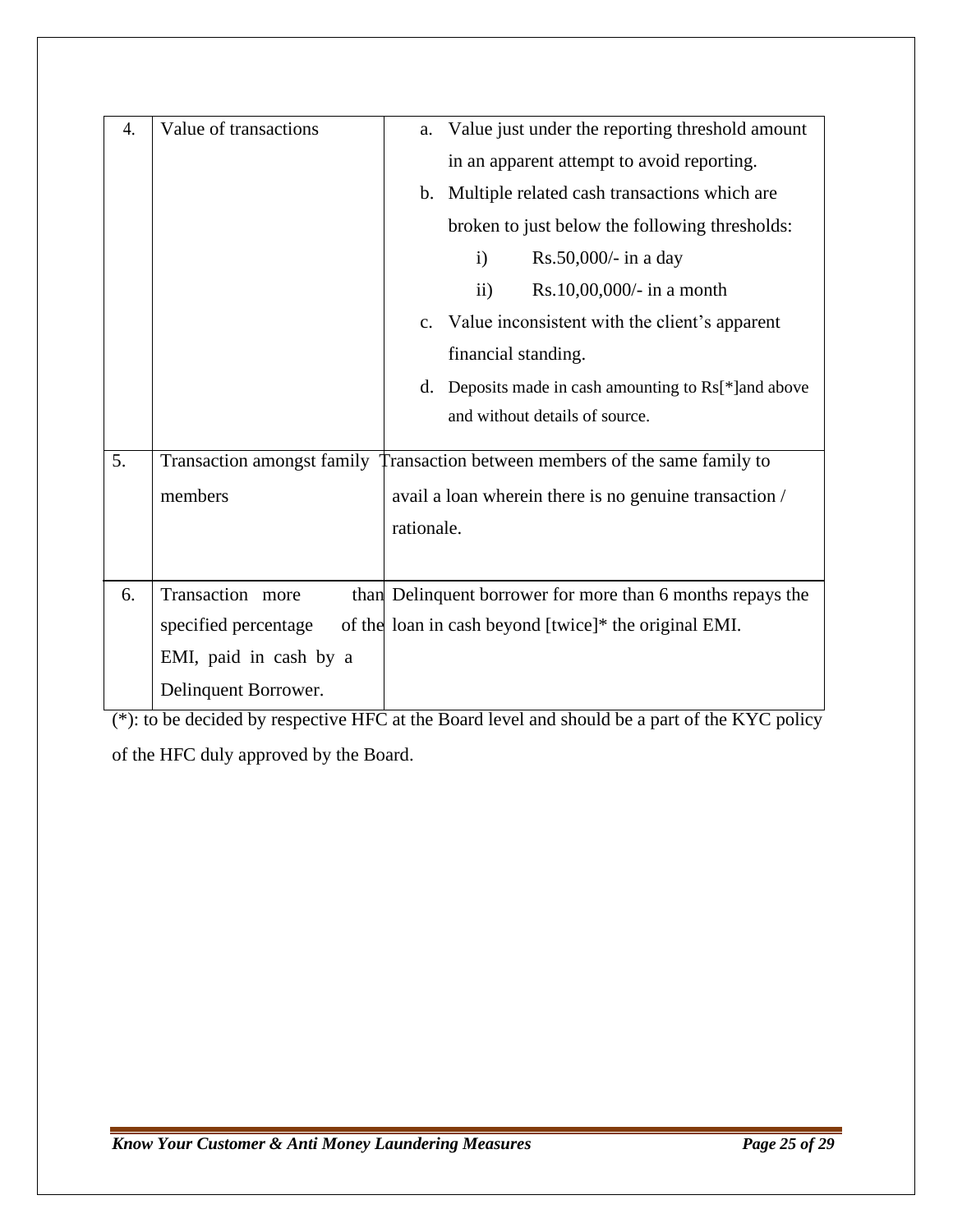| 4. | Value of transactions | a. Value just under the reporting threshold amount in an apparent attempt to avoid reporting.<br>b. Multiple related cash transactions which are broken to just below the following thresholds:<br>i) Rs.50,000/- in a day<br>ii) Rs.10,00,000/- in a month<br>c. Value inconsistent with the client's apparent financial standing.<br>d. Deposits made in cash amounting to Rs[*]and above and without details of source. |
|---|---|---|
| 5. | Transaction amongst family members | Transaction between members of the same family to avail a loan wherein there is no genuine transaction / rationale. |
| 6. | Transaction more than specified percentage of the EMI, paid in cash by a Delinquent Borrower. | Delinquent borrower for more than 6 months repays the loan in cash beyond [twice]* the original EMI. |

(*): to be decided by respective HFC at the Board level and should be a part of the KYC policy of the HFC duly approved by the Board.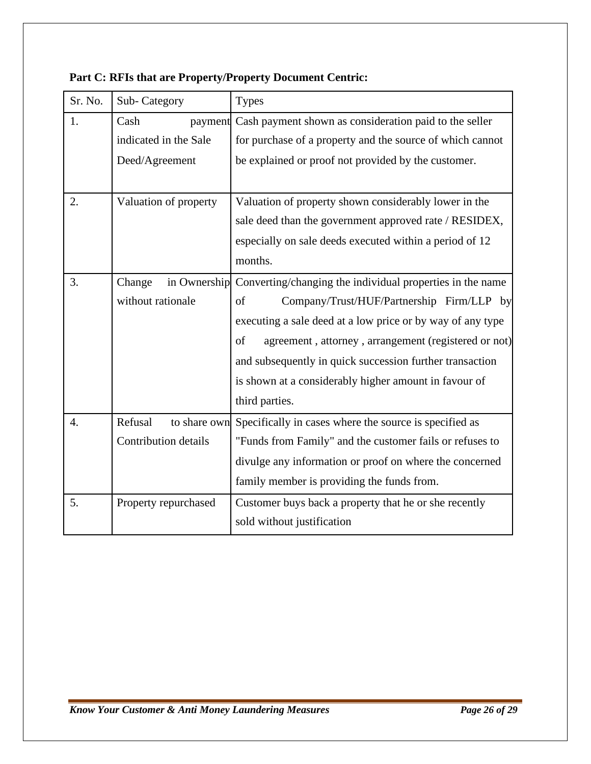**Part C: RFIs that are Property/Property Document Centric:**

| Sr. No. | Sub- Category | Types |
|---|---|---|
| 1. | Cash payment indicated in the Sale Deed/Agreement | Cash payment shown as consideration paid to the seller for purchase of a property and the source of which cannot be explained or proof not provided by the customer. |
| 2. | Valuation of property | Valuation of property shown considerably lower in the sale deed than the government approved rate / RESIDEX, especially on sale deeds executed within a period of 12 months. |
| 3. | Change in Ownership without rationale | Converting/changing the individual properties in the name of Company/Trust/HUF/Partnership Firm/LLP by executing a sale deed at a low price or by way of any type of agreement , attorney , arrangement (registered or not) and subsequently in quick succession further transaction is shown at a considerably higher amount in favour of third parties. |
| 4. | Refusal to share own Contribution details | Specifically in cases where the source is specified as "Funds from Family" and the customer fails or refuses to divulge any information or proof on where the concerned family member is providing the funds from. |
| 5. | Property repurchased | Customer buys back a property that he or she recently sold without justification |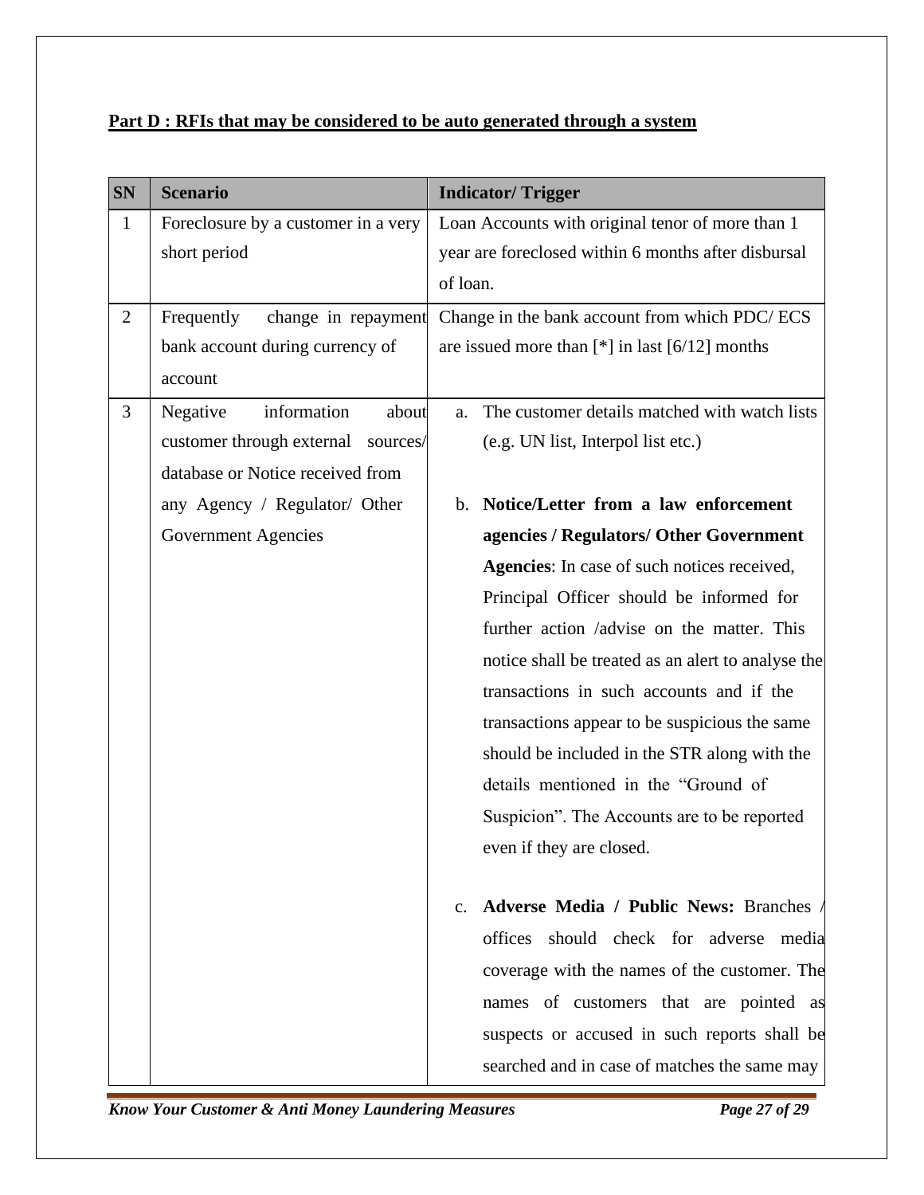**Part D : RFIs that may be considered to be auto generated through a system**

| SN | Scenario | Indicator/ Trigger |
|---|---|---|
| 1 | Foreclosure by a customer in a very short period | Loan Accounts with original tenor of more than 1 year are foreclosed within 6 months after disbursal of loan. |
| 2 | Frequently change in repayment bank account during currency of account | Change in the bank account from which PDC/ ECS are issued more than [*] in last [6/12] months |
| 3 | Negative information about customer through external sources/ database or Notice received from any Agency / Regulator/ Other Government Agencies | a. The customer details matched with watch lists (e.g. UN list, Interpol list etc.)<br><br>b. **Notice/Letter from a law enforcement agencies / Regulators/ Other Government Agencies**: In case of such notices received, Principal Officer should be informed for further action /advise on the matter. This notice shall be treated as an alert to analyse the transactions in such accounts and if the transactions appear to be suspicious the same should be included in the STR along with the details mentioned in the "Ground of Suspicion". The Accounts are to be reported even if they are closed.<br><br>c. **Adverse Media / Public News:** Branches / offices should check for adverse media coverage with the names of the customer. The names of customers that are pointed as suspects or accused in such reports shall be searched and in case of matches the same may |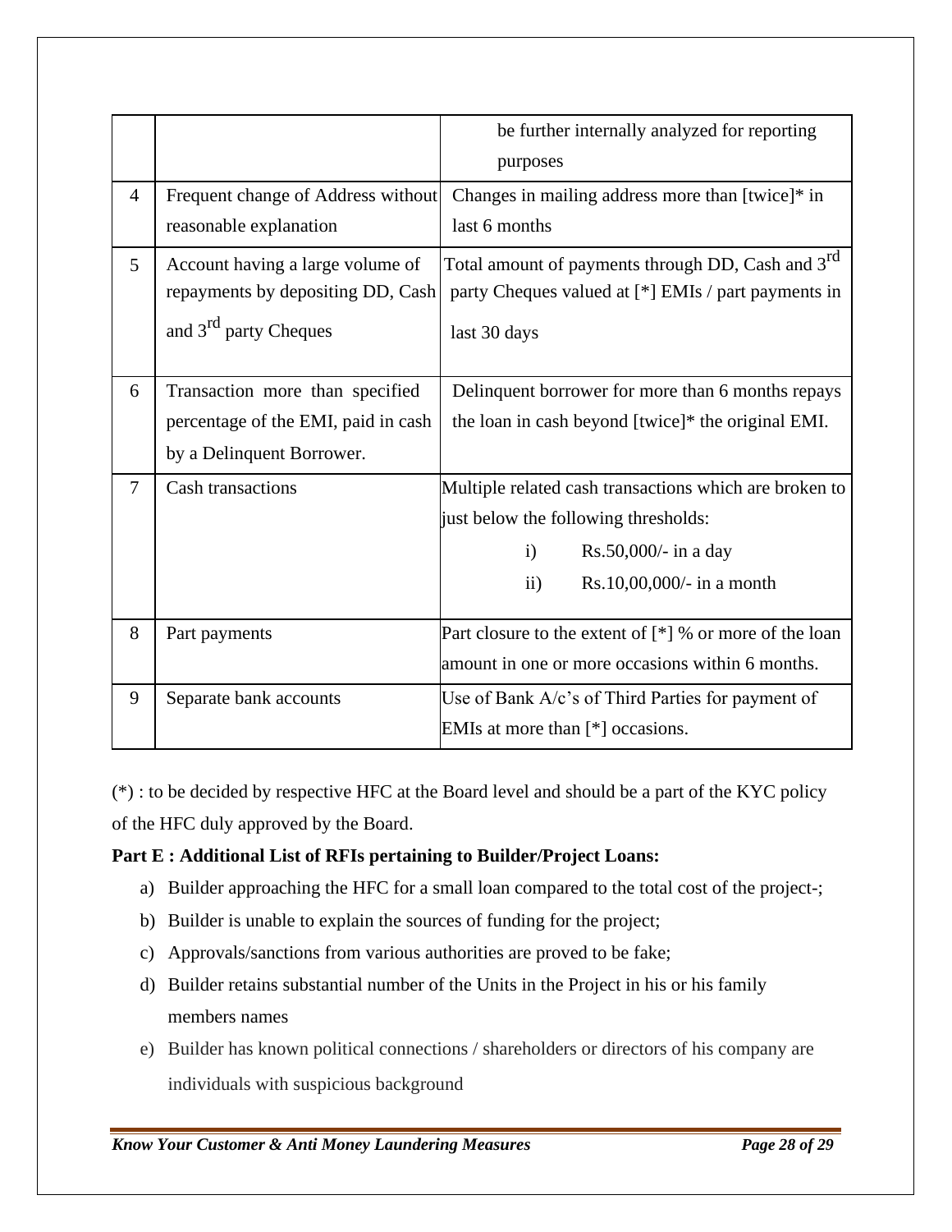| | | |
|---|---|---|
| | | be further internally analyzed for reporting purposes |
| 4 | Frequent change of Address without reasonable explanation | Changes in mailing address more than [twice]* in last 6 months |
| 5 | Account having a large volume of repayments by depositing DD, Cash and 3rd party Cheques | Total amount of payments through DD, Cash and 3rd party Cheques valued at [*] EMIs / part payments in last 30 days |
| 6 | Transaction more than specified percentage of the EMI, paid in cash by a Delinquent Borrower. | Delinquent borrower for more than 6 months repays the loan in cash beyond [twice]* the original EMI. |
| 7 | Cash transactions | Multiple related cash transactions which are broken to just below the following thresholds:<br>i) Rs.50,000/- in a day<br>ii) Rs.10,00,000/- in a month |
| 8 | Part payments | Part closure to the extent of [*] % or more of the loan amount in one or more occasions within 6 months. |
| 9 | Separate bank accounts | Use of Bank A/c's of Third Parties for payment of EMIs at more than [*] occasions. |

(*) : to be decided by respective HFC at the Board level and should be a part of the KYC policy of the HFC duly approved by the Board.

**Part E : Additional List of RFIs pertaining to Builder/Project Loans:**

a) Builder approaching the HFC for a small loan compared to the total cost of the project-;
b) Builder is unable to explain the sources of funding for the project;
c) Approvals/sanctions from various authorities are proved to be fake;
d) Builder retains substantial number of the Units in the Project in his or his family members names
e) Builder has known political connections / shareholders or directors of his company are individuals with suspicious background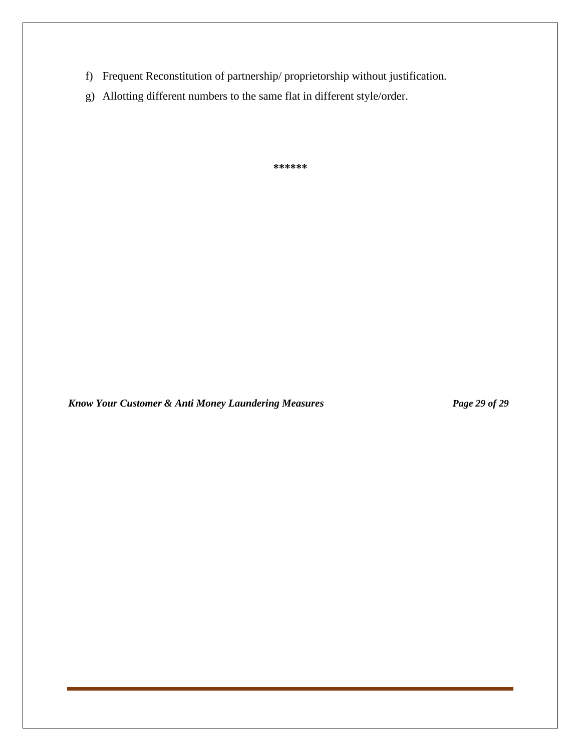f) Frequent Reconstitution of partnership/ proprietorship without justification.

g) Allotting different numbers to the same flat in different style/order.

**\*\*\*\*\*\***